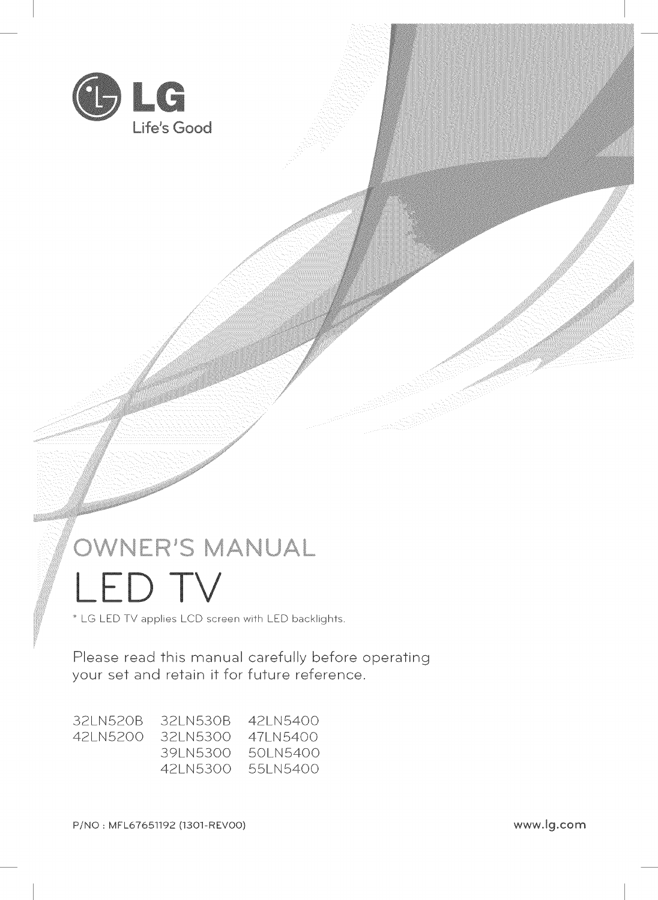LG

Life's Good

# OWNER'S MANUAL

# LED TV

* LG LED TV applies LCD screen with LED backlights.

Please read this manual carefully before operating your set and retain it for future reference.

| | | |
|---|---|---|
| 32LN520B | 32LN530B | 42LN5400 |
| 42LN5200 | 32LN5300 | 47LN5400 |
| | 39LN5300 | 50LN5400 |
| | 42LN5300 | 55LN5400 |

P/NO : MFL67651192 (1301-REV00)

www.lg.com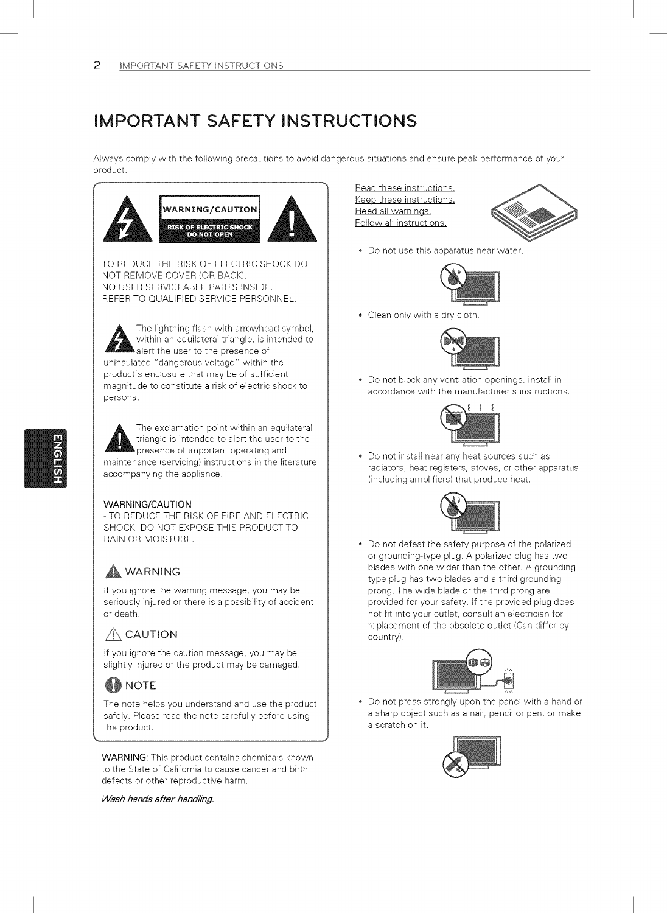# IMPORTANT SAFETY INSTRUCTIONS

Always comply with the following precautions to avoid dangerous situations and ensure peak performance of your product.

**WARNING/CAUTION**
**RISK OF ELECTRIC SHOCK DO NOT OPEN**

TO REDUCE THE RISK OF ELECTRIC SHOCK DO NOT REMOVE COVER (OR BACK). NO USER SERVICEABLE PARTS INSIDE. REFER TO QUALIFIED SERVICE PERSONNEL.

The lightning flash with arrowhead symbol, within an equilateral triangle, is intended to alert the user to the presence of uninsulated "dangerous voltage" within the product's enclosure that may be of sufficient magnitude to constitute a risk of electric shock to persons.

The exclamation point within an equilateral triangle is intended to alert the user to the presence of important operating and maintenance (servicing) instructions in the literature accompanying the appliance.

**WARNING/CAUTION**
- TO REDUCE THE RISK OF FIRE AND ELECTRIC SHOCK, DO NOT EXPOSE THIS PRODUCT TO RAIN OR MOISTURE.

### WARNING

If you ignore the warning message, you may be seriously injured or there is a possibility of accident or death.

### CAUTION

If you ignore the caution message, you may be slightly injured or the product may be damaged.

### NOTE

The note helps you understand and use the product safely. Please read the note carefully before using the product.

**WARNING**: This product contains chemicals known to the State of California to cause cancer and birth defects or other reproductive harm.

*Wash hands after handling.*

Read these instructions.
Keep these instructions.
Heed all warnings.
Follow all instructions.

- Do not use this apparatus near water.
- Clean only with a dry cloth.
- Do not block any ventilation openings. Install in accordance with the manufacturer's instructions.
- Do not install near any heat sources such as radiators, heat registers, stoves, or other apparatus (including amplifiers) that produce heat.
- Do not defeat the safety purpose of the polarized or grounding-type plug. A polarized plug has two blades with one wider than the other. A grounding type plug has two blades and a third grounding prong. The wide blade or the third prong are provided for your safety. If the provided plug does not fit into your outlet, consult an electrician for replacement of the obsolete outlet (Can differ by country).
- Do not press strongly upon the panel with a hand or a sharp object such as a nail, pencil or pen, or make a scratch on it.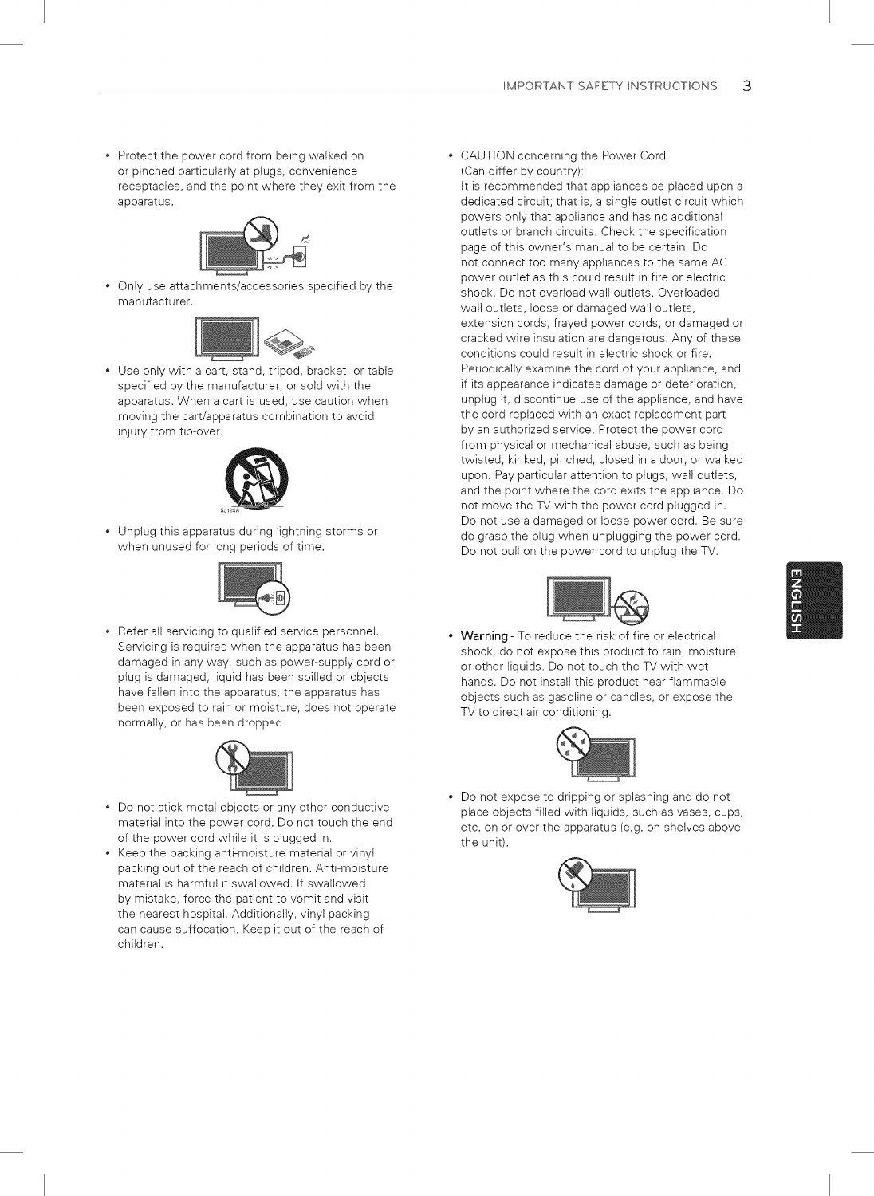- Protect the power cord from being walked on or pinched particularly at plugs, convenience receptacles, and the point where they exit from the apparatus.

- Only use attachments/accessories specified by the manufacturer.

- Use only with a cart, stand, tripod, bracket, or table specified by the manufacturer, or sold with the apparatus. When a cart is used, use caution when moving the cart/apparatus combination to avoid injury from tip-over.

- Unplug this apparatus during lightning storms or when unused for long periods of time.

- Refer all servicing to qualified service personnel. Servicing is required when the apparatus has been damaged in any way, such as power-supply cord or plug is damaged, liquid has been spilled or objects have fallen into the apparatus, the apparatus has been exposed to rain or moisture, does not operate normally, or has been dropped.

- Do not stick metal objects or any other conductive material into the power cord. Do not touch the end of the power cord while it is plugged in.
- Keep the packing anti-moisture material or vinyl packing out of the reach of children. Anti-moisture material is harmful if swallowed. If swallowed by mistake, force the patient to vomit and visit the nearest hospital. Additionally, vinyl packing can cause suffocation. Keep it out of the reach of children.

- CAUTION concerning the Power Cord (Can differ by country):
  It is recommended that appliances be placed upon a dedicated circuit; that is, a single outlet circuit which powers only that appliance and has no additional outlets or branch circuits. Check the specification page of this owner's manual to be certain. Do not connect too many appliances to the same AC power outlet as this could result in fire or electric shock. Do not overload wall outlets. Overloaded wall outlets, loose or damaged wall outlets, extension cords, frayed power cords, or damaged or cracked wire insulation are dangerous. Any of these conditions could result in electric shock or fire. Periodically examine the cord of your appliance, and if its appearance indicates damage or deterioration, unplug it, discontinue use of the appliance, and have the cord replaced with an exact replacement part by an authorized service. Protect the power cord from physical or mechanical abuse, such as being twisted, kinked, pinched, closed in a door, or walked upon. Pay particular attention to plugs, wall outlets, and the point where the cord exits the appliance. Do not move the TV with the power cord plugged in. Do not use a damaged or loose power cord. Be sure do grasp the plug when unplugging the power cord. Do not pull on the power cord to unplug the TV.

- **Warning** - To reduce the risk of fire or electrical shock, do not expose this product to rain, moisture or other liquids. Do not touch the TV with wet hands. Do not install this product near flammable objects such as gasoline or candles, or expose the TV to direct air conditioning.

- Do not expose to dripping or splashing and do not place objects filled with liquids, such as vases, cups, etc. on or over the apparatus (e.g. on shelves above the unit).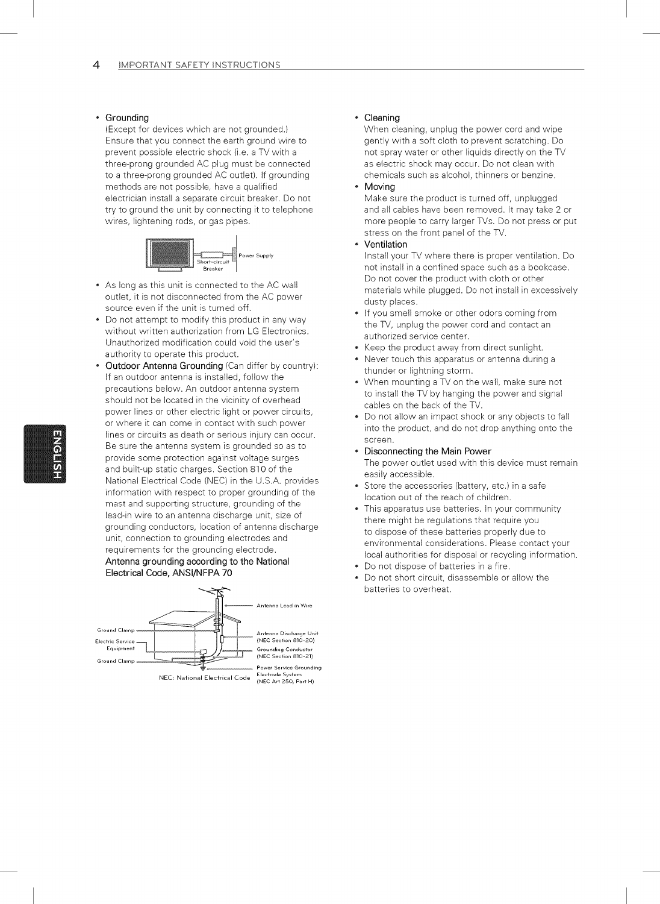- **Grounding**
  (Except for devices which are not grounded.)
  Ensure that you connect the earth ground wire to prevent possible electric shock (i.e. a TV with a three-prong grounded AC plug must be connected to a three-prong grounded AC outlet). If grounding methods are not possible, have a qualified electrician install a separate circuit breaker. Do not try to ground the unit by connecting it to telephone wires, lightening rods, or gas pipes.

  Power Supply
  Short-circuit Breaker

- As long as this unit is connected to the AC wall outlet, it is not disconnected from the AC power source even if the unit is turned off.
- Do not attempt to modify this product in any way without written authorization from LG Electronics. Unauthorized modification could void the user's authority to operate this product.
- **Outdoor Antenna Grounding** (Can differ by country): If an outdoor antenna is installed, follow the precautions below. An outdoor antenna system should not be located in the vicinity of overhead power lines or other electric light or power circuits, or where it can come in contact with such power lines or circuits as death or serious injury can occur. Be sure the antenna system is grounded so as to provide some protection against voltage surges and built-up static charges. Section 810 of the National Electrical Code (NEC) in the U.S.A. provides information with respect to proper grounding of the mast and supporting structure, grounding of the lead-in wire to an antenna discharge unit, size of grounding conductors, location of antenna discharge unit, connection to grounding electrodes and requirements for the grounding electrode.
  **Antenna grounding according to the National Electrical Code, ANSI/NFPA 70**

  Antenna Lead in Wire
  Ground Clamp
  Electric Service Equipment
  Ground Clamp
  Antenna Discharge Unit (NEC Section 810-20)
  Grounding Conductor (NEC Section 810-21)
  Power Service Grounding Electrode System (NEC Art 250, Part H)
  NEC: National Electrical Code

- **Cleaning**
  When cleaning, unplug the power cord and wipe gently with a soft cloth to prevent scratching. Do not spray water or other liquids directly on the TV as electric shock may occur. Do not clean with chemicals such as alcohol, thinners or benzine.
- **Moving**
  Make sure the product is turned off, unplugged and all cables have been removed. It may take 2 or more people to carry larger TVs. Do not press or put stress on the front panel of the TV.
- **Ventilation**
  Install your TV where there is proper ventilation. Do not install in a confined space such as a bookcase. Do not cover the product with cloth or other materials while plugged. Do not install in excessively dusty places.
- If you smell smoke or other odors coming from the TV, unplug the power cord and contact an authorized service center.
- Keep the product away from direct sunlight.
- Never touch this apparatus or antenna during a thunder or lightning storm.
- When mounting a TV on the wall, make sure not to install the TV by hanging the power and signal cables on the back of the TV.
- Do not allow an impact shock or any objects to fall into the product, and do not drop anything onto the screen.
- **Disconnecting the Main Power**
  The power outlet used with this device must remain easily accessible.
- Store the accessories (battery, etc.) in a safe location out of the reach of children.
- This apparatus use batteries. In your community there might be regulations that require you to dispose of these batteries properly due to environmental considerations. Please contact your local authorities for disposal or recycling information.
- Do not dispose of batteries in a fire.
- Do not short circuit, disassemble or allow the batteries to overheat.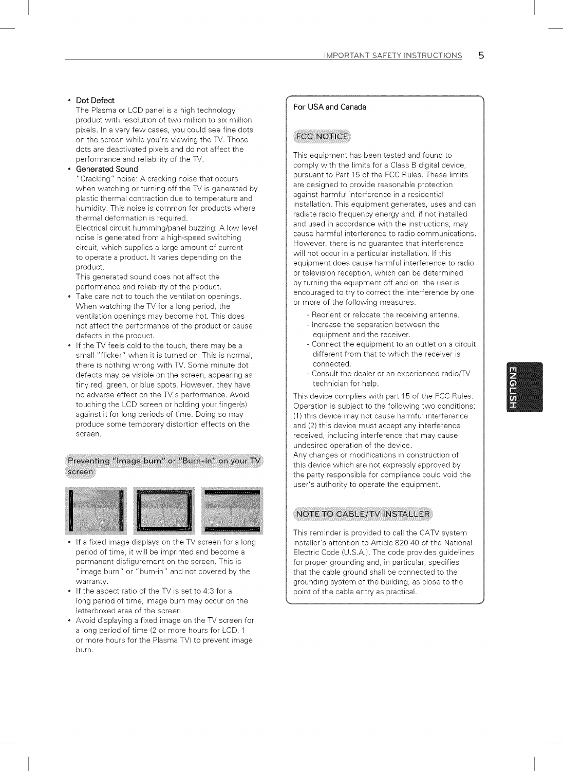- **Dot Defect**
  The Plasma or LCD panel is a high technology product with resolution of two million to six million pixels. In a very few cases, you could see fine dots on the screen while you're viewing the TV. Those dots are deactivated pixels and do not affect the performance and reliability of the TV.
- **Generated Sound**
  "Cracking" noise: A cracking noise that occurs when watching or turning off the TV is generated by plastic thermal contraction due to temperature and humidity. This noise is common for products where thermal deformation is required.
  Electrical circuit humming/panel buzzing: A low level noise is generated from a high-speed switching circuit, which supplies a large amount of current to operate a product. It varies depending on the product.
  This generated sound does not affect the performance and reliability of the product.
- Take care not to touch the ventilation openings. When watching the TV for a long period, the ventilation openings may become hot. This does not affect the performance of the product or cause defects in the product.
- If the TV feels cold to the touch, there may be a small "flicker" when it is turned on. This is normal, there is nothing wrong with TV. Some minute dot defects may be visible on the screen, appearing as tiny red, green, or blue spots. However, they have no adverse effect on the TV's performance. Avoid touching the LCD screen or holding your finger(s) against it for long periods of time. Doing so may produce some temporary distortion effects on the screen.

## Preventing "Image burn" or "Burn-in" on your TV screen

- If a fixed image displays on the TV screen for a long period of time, it will be imprinted and become a permanent disfigurement on the screen. This is "image burn" or "burn-in" and not covered by the warranty.
- If the aspect ratio of the TV is set to 4:3 for a long period of time, image burn may occur on the letterboxed area of the screen.
- Avoid displaying a fixed image on the TV screen for a long period of time (2 or more hours for LCD, 1 or more hours for the Plasma TV) to prevent image burn.

**For USA and Canada**

## FCC NOTICE

This equipment has been tested and found to comply with the limits for a Class B digital device, pursuant to Part 15 of the FCC Rules. These limits are designed to provide reasonable protection against harmful interference in a residential installation. This equipment generates, uses and can radiate radio frequency energy and, if not installed and used in accordance with the instructions, may cause harmful interference to radio communications. However, there is no guarantee that interference will not occur in a particular installation. If this equipment does cause harmful interference to radio or television reception, which can be determined by turning the equipment off and on, the user is encouraged to try to correct the interference by one or more of the following measures:

- Reorient or relocate the receiving antenna.
- Increase the separation between the equipment and the receiver.
- Connect the equipment to an outlet on a circuit different from that to which the receiver is connected.
- Consult the dealer or an experienced radio/TV technician for help.

This device complies with part 15 of the FCC Rules. Operation is subject to the following two conditions: (1) this device may not cause harmful interference and (2) this device must accept any interference received, including interference that may cause undesired operation of the device.
Any changes or modifications in construction of this device which are not expressly approved by the party responsible for compliance could void the user's authority to operate the equipment.

## NOTE TO CABLE/TV INSTALLER

This reminder is provided to call the CATV system installer's attention to Article 820-40 of the National Electric Code (U.S.A.). The code provides guidelines for proper grounding and, in particular, specifies that the cable ground shall be connected to the grounding system of the building, as close to the point of the cable entry as practical.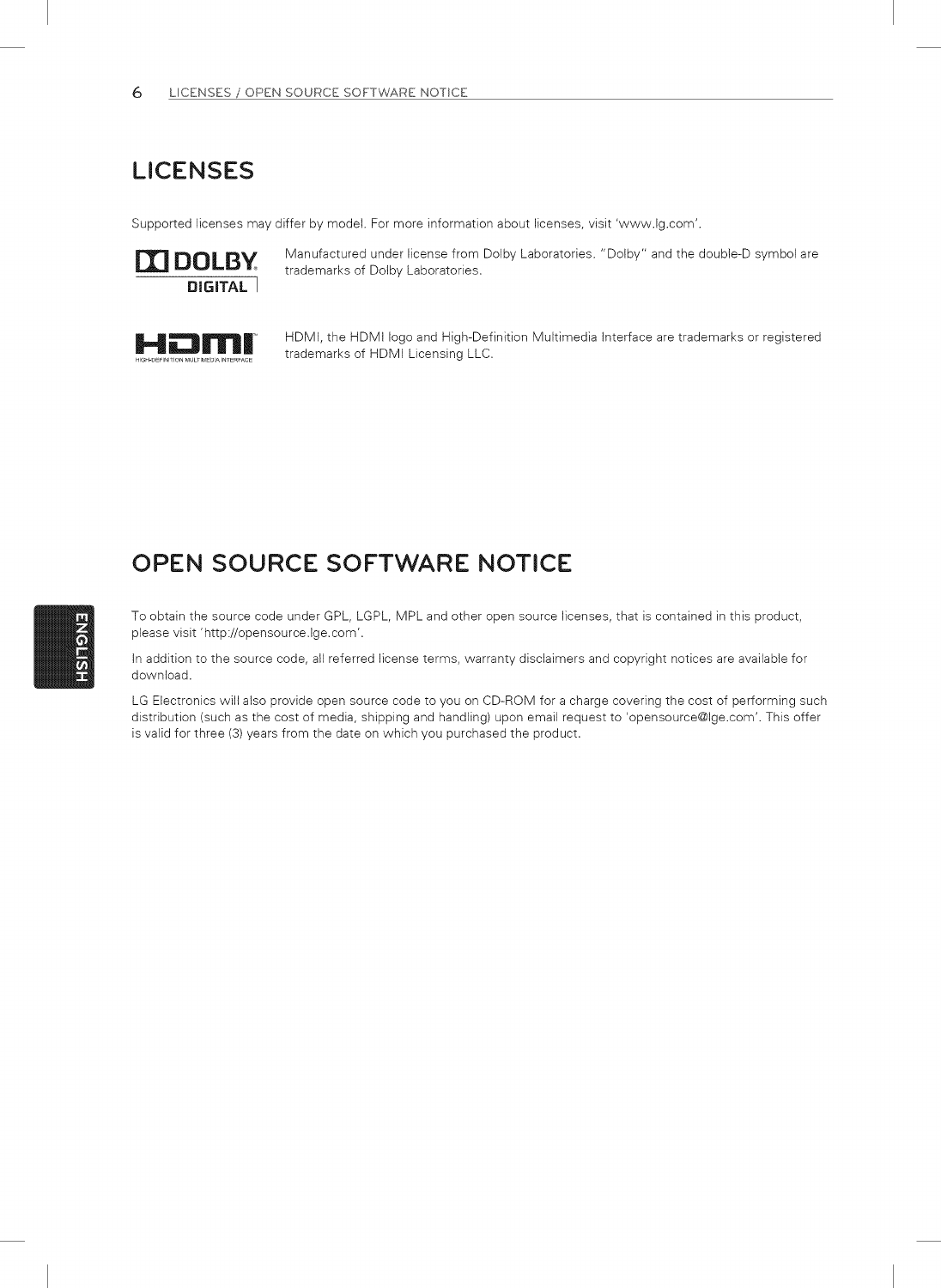## LICENSES

Supported licenses may differ by model. For more information about licenses, visit 'www.lg.com'.

Manufactured under license from Dolby Laboratories. "Dolby" and the double-D symbol are trademarks of Dolby Laboratories.

HDMI, the HDMI logo and High-Definition Multimedia Interface are trademarks or registered trademarks of HDMI Licensing LLC.

## OPEN SOURCE SOFTWARE NOTICE

To obtain the source code under GPL, LGPL, MPL and other open source licenses, that is contained in this product, please visit 'http://opensource.lge.com'.

In addition to the source code, all referred license terms, warranty disclaimers and copyright notices are available for download.

LG Electronics will also provide open source code to you on CD-ROM for a charge covering the cost of performing such distribution (such as the cost of media, shipping and handling) upon email request to 'opensource@lge.com'. This offer is valid for three (3) years from the date on which you purchased the product.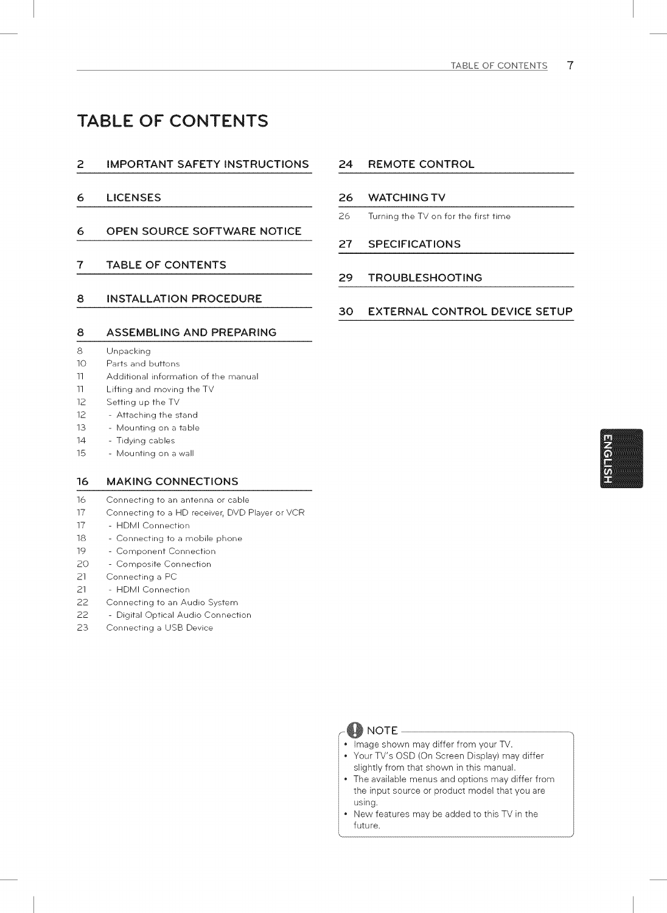# TABLE OF CONTENTS

## 2 IMPORTANT SAFETY INSTRUCTIONS

## 6 LICENSES

## 6 OPEN SOURCE SOFTWARE NOTICE

## 7 TABLE OF CONTENTS

## 8 INSTALLATION PROCEDURE

## 8 ASSEMBLING AND PREPARING

8 Unpacking
10 Parts and buttons
11 Additional information of the manual
11 Lifting and moving the TV
12 Setting up the TV
12 - Attaching the stand
13 - Mounting on a table
14 - Tidying cables
15 - Mounting on a wall

## 16 MAKING CONNECTIONS

16 Connecting to an antenna or cable
17 Connecting to a HD receiver, DVD Player or VCR
17 - HDMI Connection
18 - Connecting to a mobile phone
19 - Component Connection
20 - Composite Connection
21 Connecting a PC
21 - HDMI Connection
22 Connecting to an Audio System
22 - Digital Optical Audio Connection
23 Connecting a USB Device

## 24 REMOTE CONTROL

## 26 WATCHING TV

26 Turning the TV on for the first time

## 27 SPECIFICATIONS

## 29 TROUBLESHOOTING

## 30 EXTERNAL CONTROL DEVICE SETUP

**NOTE**

- Image shown may differ from your TV.
- Your TV's OSD (On Screen Display) may differ slightly from that shown in this manual.
- The available menus and options may differ from the input source or product model that you are using.
- New features may be added to this TV in the future.

ENGLISH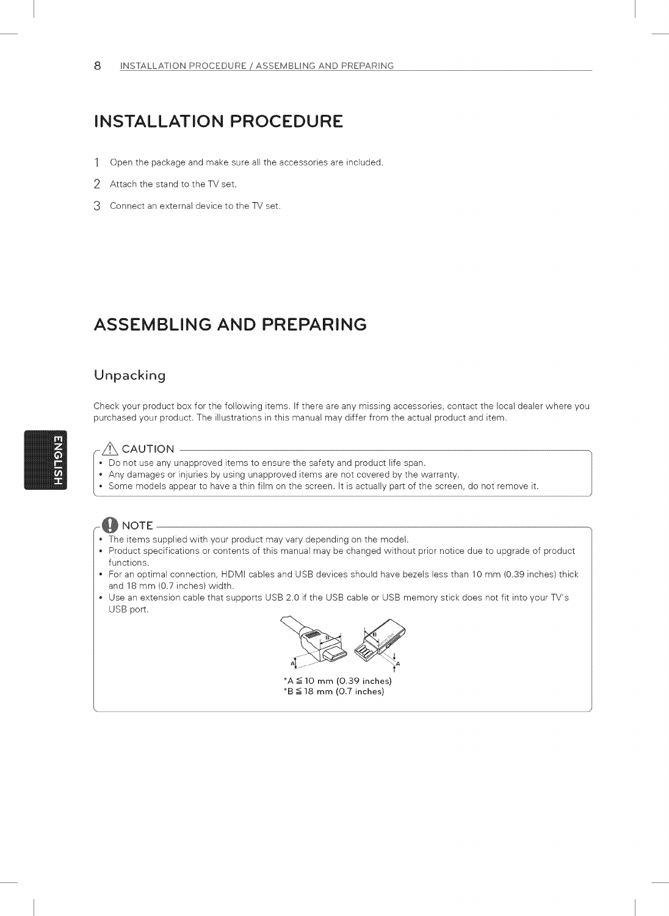# INSTALLATION PROCEDURE

1. Open the package and make sure all the accessories are included.
2. Attach the stand to the TV set.
3. Connect an external device to the TV set.

# ASSEMBLING AND PREPARING

## Unpacking

Check your product box for the following items. If there are any missing accessories, contact the local dealer where you purchased your product. The illustrations in this manual may differ from the actual product and item.

**CAUTION**

- Do not use any unapproved items to ensure the safety and product life span.
- Any damages or injuries by using unapproved items are not covered by the warranty.
- Some models appear to have a thin film on the screen. It is actually part of the screen, do not remove it.

**NOTE**

- The items supplied with your product may vary depending on the model.
- Product specifications or contents of this manual may be changed without prior notice due to upgrade of product functions.
- For an optimal connection, HDMI cables and USB devices should have bezels less than 10 mm (0.39 inches) thick and 18 mm (0.7 inches) width.
- Use an extension cable that supports USB 2.0 if the USB cable or USB memory stick does not fit into your TV's USB port.

*A ≦ 10 mm (0.39 inches)
*B ≦ 18 mm (0.7 inches)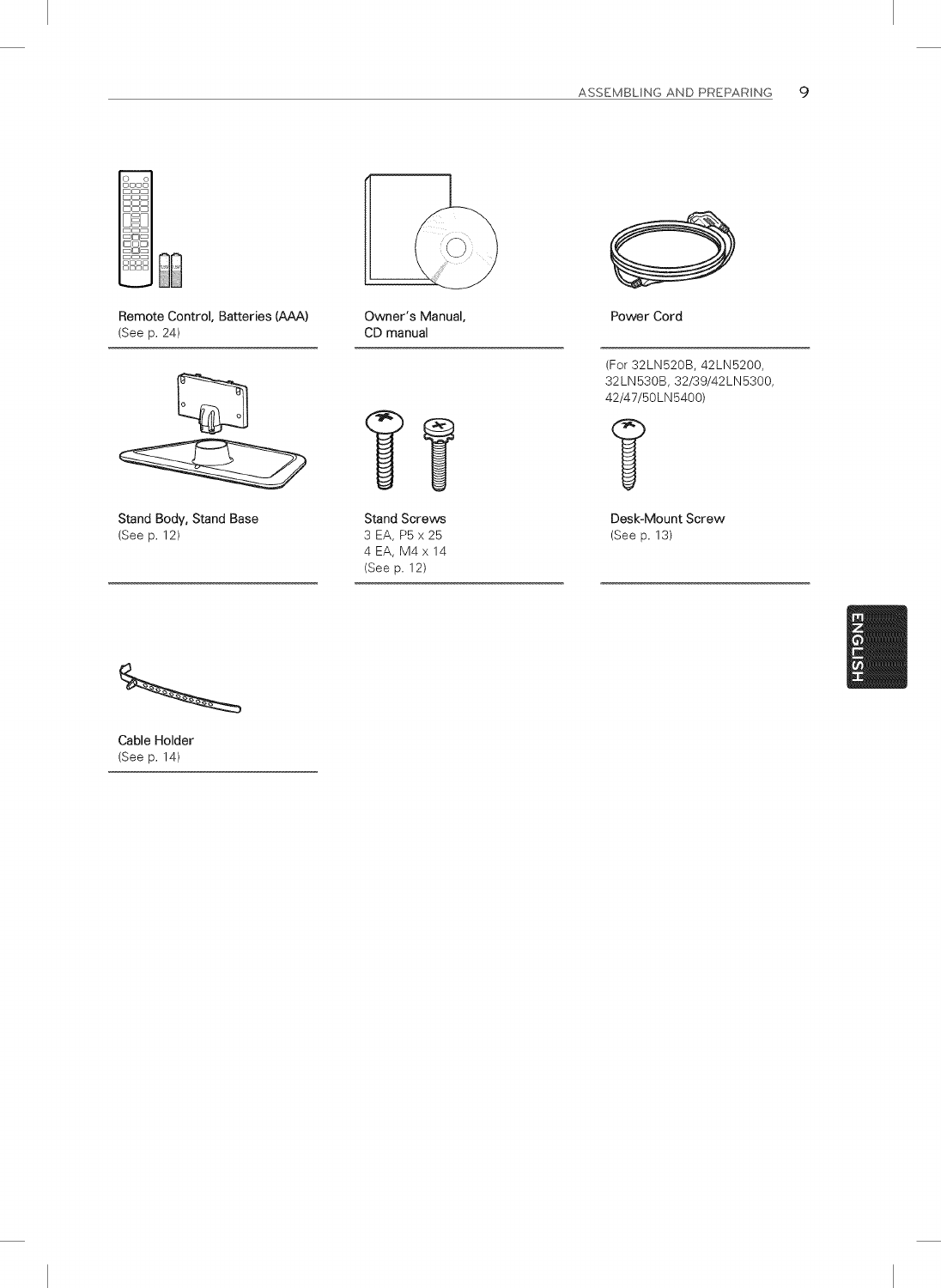**Remote Control, Batteries (AAA)**
(See p. 24)

**Owner's Manual,**
**CD manual**

**Power Cord**

**Stand Body, Stand Base**
(See p. 12)

**Stand Screws**
3 EA, P5 x 25
4 EA, M4 x 14
(See p. 12)

(For 32LN520B, 42LN5200, 32LN530B, 32/39/42LN5300, 42/47/50LN5400)

**Desk-Mount Screw**
(See p. 13)

**Cable Holder**
(See p. 14)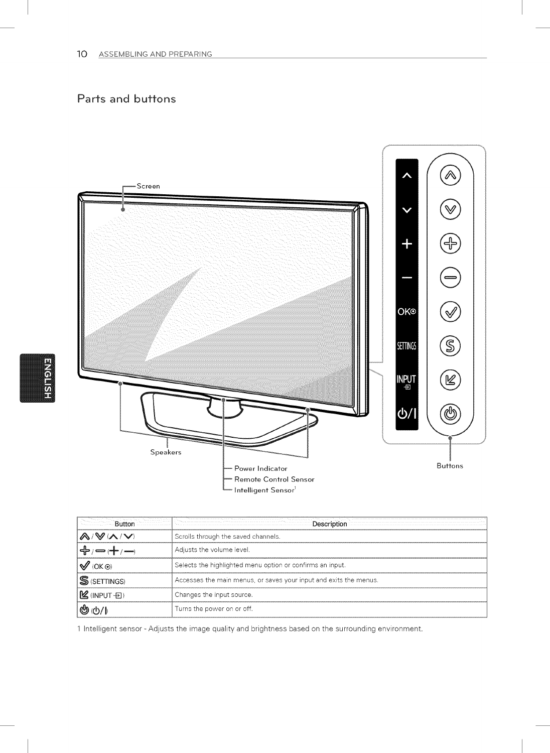## Parts and buttons

Screen

Speakers

Power Indicator

Remote Control Sensor

Intelligent Sensor[1]

Buttons

| Button | Description |
|---|---|
| ⩓ / ⩔ (∧ / ∨) | Scrolls through the saved channels. |
| + / − (+ / −) | Adjusts the volume level. |
| ✓ (OK ⊙) | Selects the highlighted menu option or confirms an input. |
| S (SETTINGS) | Accesses the main menus, or saves your input and exits the menus. |
| ↙ (INPUT ⊡) | Changes the input source. |
| ⏻ (⏻/I) | Turns the power on or off. |

1 Intelligent sensor - Adjusts the image quality and brightness based on the surrounding environment.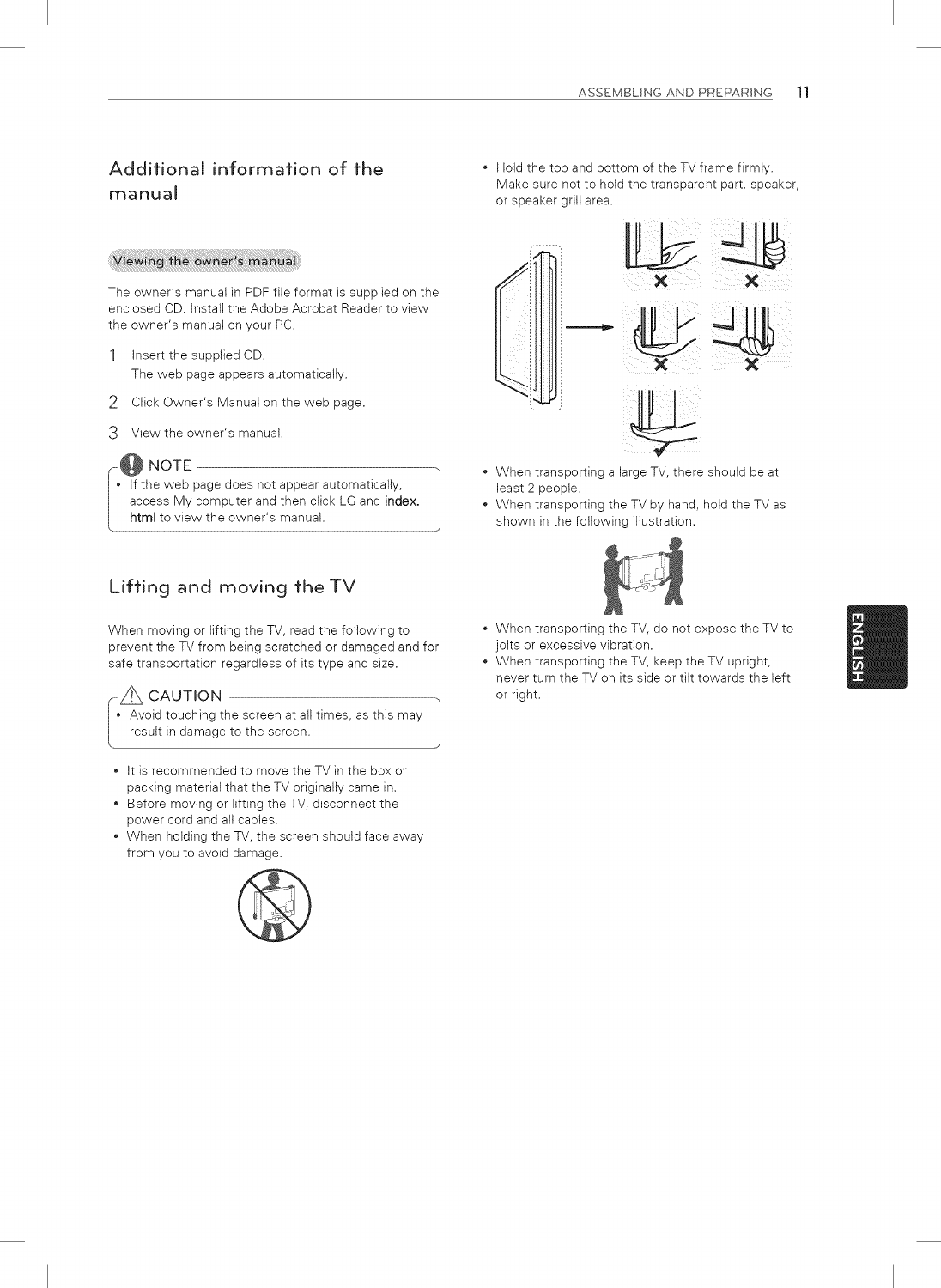## Additional information of the manual

### Viewing the owner's manual

The owner's manual in PDF file format is supplied on the enclosed CD. Install the Adobe Acrobat Reader to view the owner's manual on your PC.

1. Insert the supplied CD.
   The web page appears automatically.
2. Click Owner's Manual on the web page.
3. View the owner's manual.

**NOTE**

- If the web page does not appear automatically, access My computer and then click LG and **index.html** to view the owner's manual.

## Lifting and moving the TV

When moving or lifting the TV, read the following to prevent the TV from being scratched or damaged and for safe transportation regardless of its type and size.

**CAUTION**

- Avoid touching the screen at all times, as this may result in damage to the screen.

- It is recommended to move the TV in the box or packing material that the TV originally came in.
- Before moving or lifting the TV, disconnect the power cord and all cables.
- When holding the TV, the screen should face away from you to avoid damage.
- Hold the top and bottom of the TV frame firmly. Make sure not to hold the transparent part, speaker, or speaker grill area.
- When transporting a large TV, there should be at least 2 people.
- When transporting the TV by hand, hold the TV as shown in the following illustration.
- When transporting the TV, do not expose the TV to jolts or excessive vibration.
- When transporting the TV, keep the TV upright, never turn the TV on its side or tilt towards the left or right.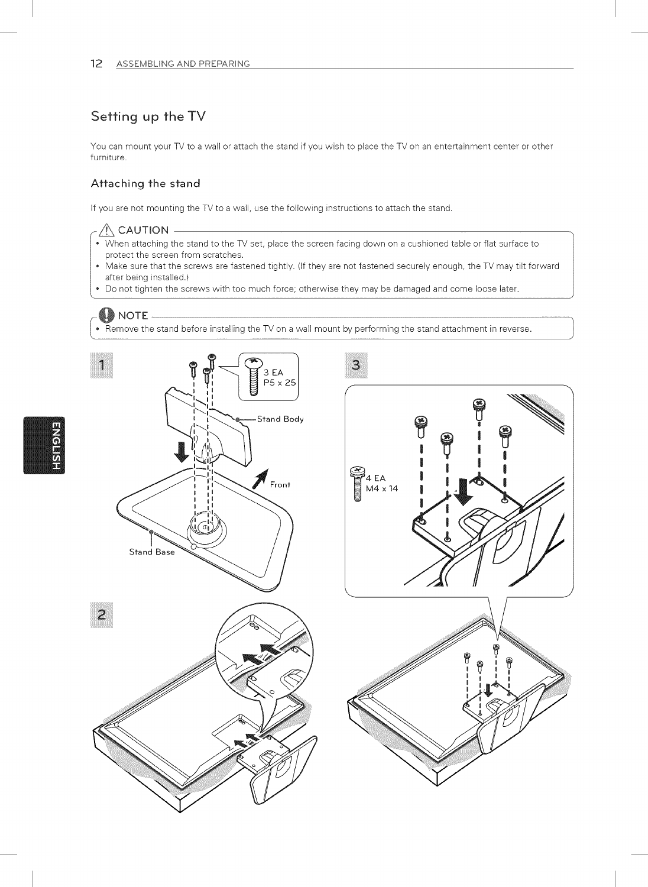## Setting up the TV

You can mount your TV to a wall or attach the stand if you wish to place the TV on an entertainment center or other furniture.

### Attaching the stand

If you are not mounting the TV to a wall, use the following instructions to attach the stand.

**CAUTION**

- When attaching the stand to the TV set, place the screen facing down on a cushioned table or flat surface to protect the screen from scratches.
- Make sure that the screws are fastened tightly. (If they are not fastened securely enough, the TV may tilt forward after being installed.)
- Do not tighten the screws with too much force; otherwise they may be damaged and come loose later.

**NOTE**

- Remove the stand before installing the TV on a wall mount by performing the stand attachment in reverse.

1

3 EA
P5 x 25

Stand Body

Front

Stand Base

2

3

4 EA
M4 x 14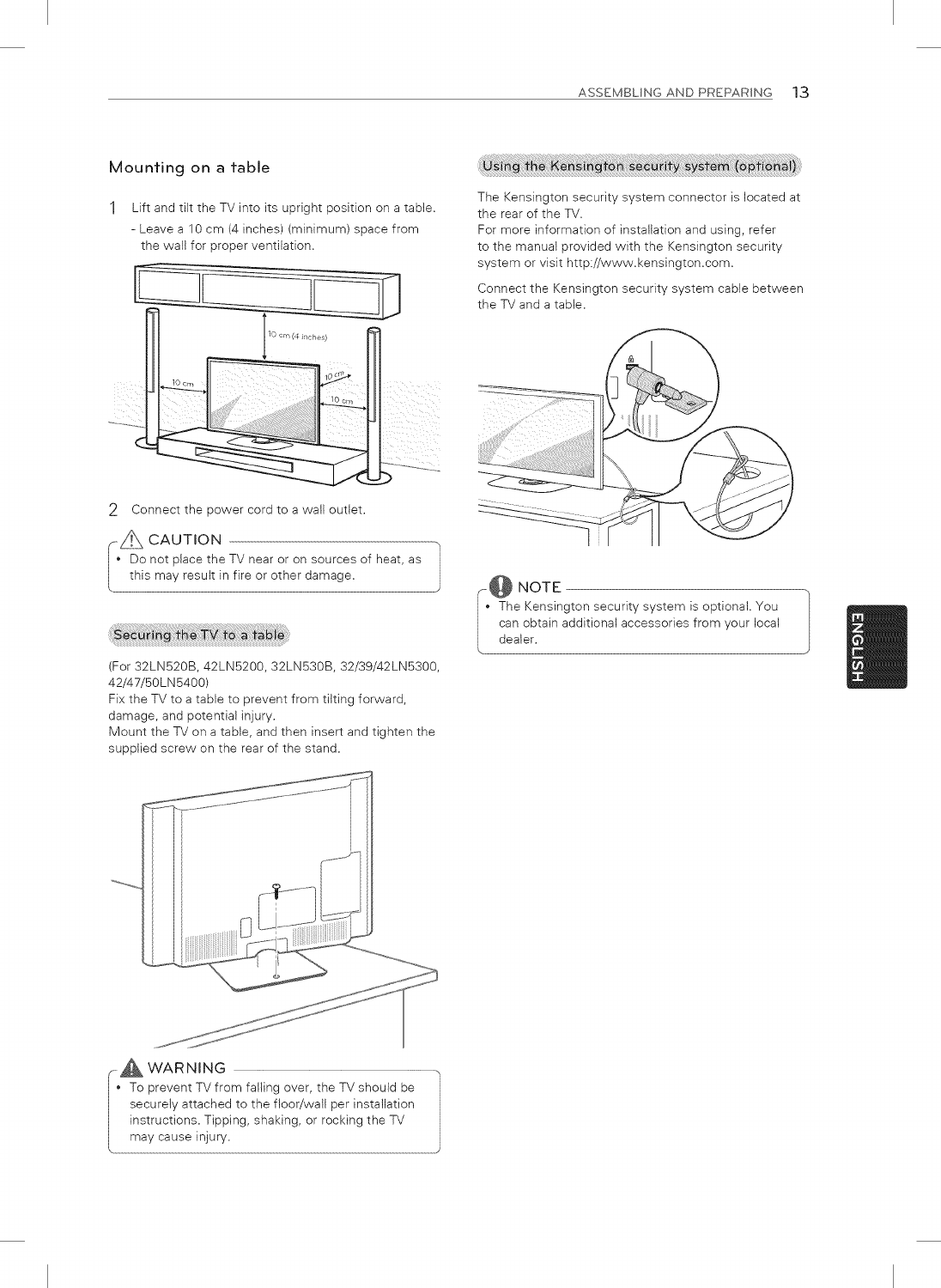## Mounting on a table

1 Lift and tilt the TV into its upright position on a table.
   - Leave a 10 cm (4 inches) (minimum) space from the wall for proper ventilation.

2 Connect the power cord to a wall outlet.

> **CAUTION**
> - Do not place the TV near or on sources of heat, as this may result in fire or other damage.

### Securing the TV to a table

(For 32LN520B, 42LN5200, 32LN530B, 32/39/42LN5300, 42/47/50LN5400)

Fix the TV to a table to prevent from tilting forward, damage, and potential injury.

Mount the TV on a table, and then insert and tighten the supplied screw on the rear of the stand.

> **WARNING**
> - To prevent TV from falling over, the TV should be securely attached to the floor/wall per installation instructions. Tipping, shaking, or rocking the TV may cause injury.

### Using the Kensington security system (optional)

The Kensington security system connector is located at the rear of the TV.

For more information of installation and using, refer to the manual provided with the Kensington security system or visit http://www.kensington.com.

Connect the Kensington security system cable between the TV and a table.

> **NOTE**
> - The Kensington security system is optional. You can obtain additional accessories from your local dealer.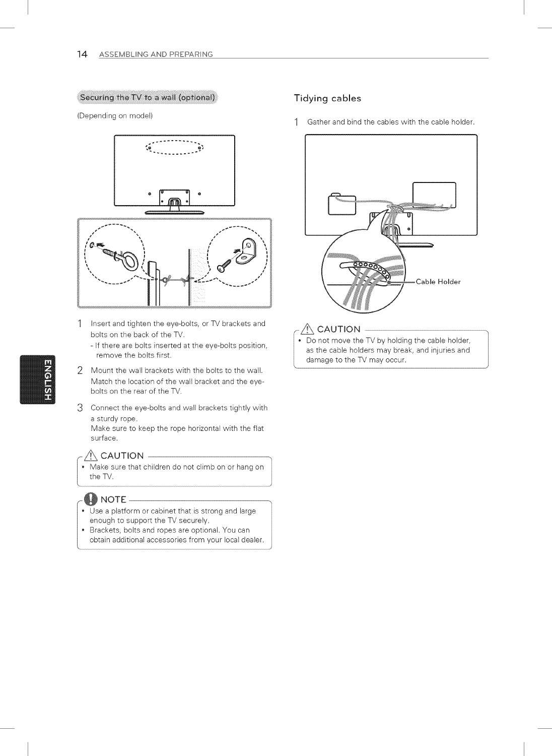## Securing the TV to a wall (optional)

(Depending on model)

1 Insert and tighten the eye-bolts, or TV brackets and bolts on the back of the TV.
   - If there are bolts inserted at the eye-bolts position, remove the bolts first.
2 Mount the wall brackets with the bolts to the wall. Match the location of the wall bracket and the eye-bolts on the rear of the TV.
3 Connect the eye-bolts and wall brackets tightly with a sturdy rope. Make sure to keep the rope horizontal with the flat surface.

**CAUTION**

- Make sure that children do not climb on or hang on the TV.

**NOTE**

- Use a platform or cabinet that is strong and large enough to support the TV securely.
- Brackets, bolts and ropes are optional. You can obtain additional accessories from your local dealer.

## Tidying cables

1 Gather and bind the cables with the cable holder.

Cable Holder

**CAUTION**

- Do not move the TV by holding the cable holder, as the cable holders may break, and injuries and damage to the TV may occur.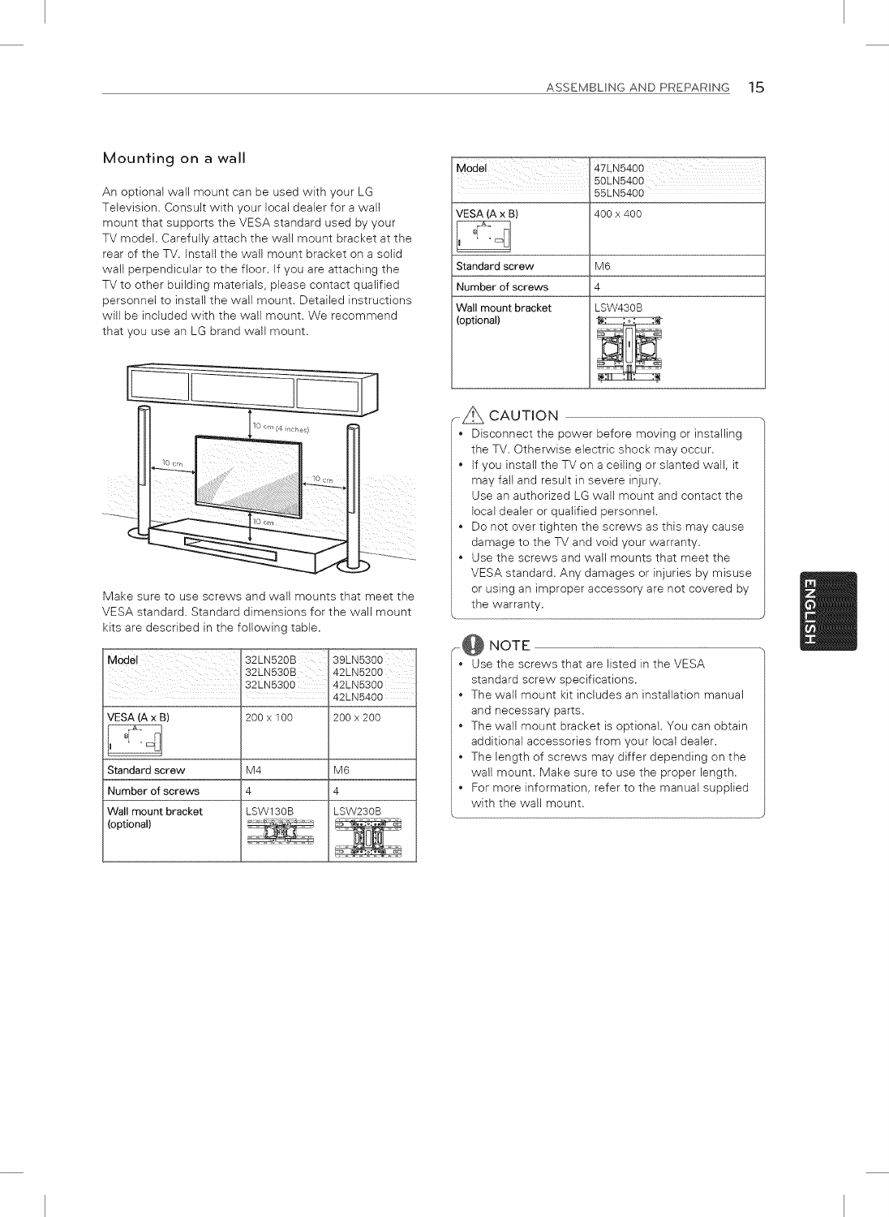## Mounting on a wall

An optional wall mount can be used with your LG Television. Consult with your local dealer for a wall mount that supports the VESA standard used by your TV model. Carefully attach the wall mount bracket at the rear of the TV. Install the wall mount bracket on a solid wall perpendicular to the floor. If you are attaching the TV to other building materials, please contact qualified personnel to install the wall mount. Detailed instructions will be included with the wall mount. We recommend that you use an LG brand wall mount.

Make sure to use screws and wall mounts that meet the VESA standard. Standard dimensions for the wall mount kits are described in the following table.

| Model | 32LN520B<br>32LN530B<br>32LN5300 | 39LN5300<br>42LN5200<br>42LN5300<br>42LN5400 |
|---|---|---|
| VESA (A x B) | 200 x 100 | 200 x 200 |
| Standard screw | M4 | M6 |
| Number of screws | 4 | 4 |
| Wall mount bracket (optional) | LSW130B | LSW230B |

| Model | 47LN5400<br>50LN5400<br>55LN5400 |
|---|---|
| VESA (A x B) | 400 x 400 |
| Standard screw | M6 |
| Number of screws | 4 |
| Wall mount bracket (optional) | LSW430B |

### CAUTION

- Disconnect the power before moving or installing the TV. Otherwise electric shock may occur.
- If you install the TV on a ceiling or slanted wall, it may fall and result in severe injury. Use an authorized LG wall mount and contact the local dealer or qualified personnel.
- Do not over tighten the screws as this may cause damage to the TV and void your warranty.
- Use the screws and wall mounts that meet the VESA standard. Any damages or injuries by misuse or using an improper accessory are not covered by the warranty.

### NOTE

- Use the screws that are listed in the VESA standard screw specifications.
- The wall mount kit includes an installation manual and necessary parts.
- The wall mount bracket is optional. You can obtain additional accessories from your local dealer.
- The length of screws may differ depending on the wall mount. Make sure to use the proper length.
- For more information, refer to the manual supplied with the wall mount.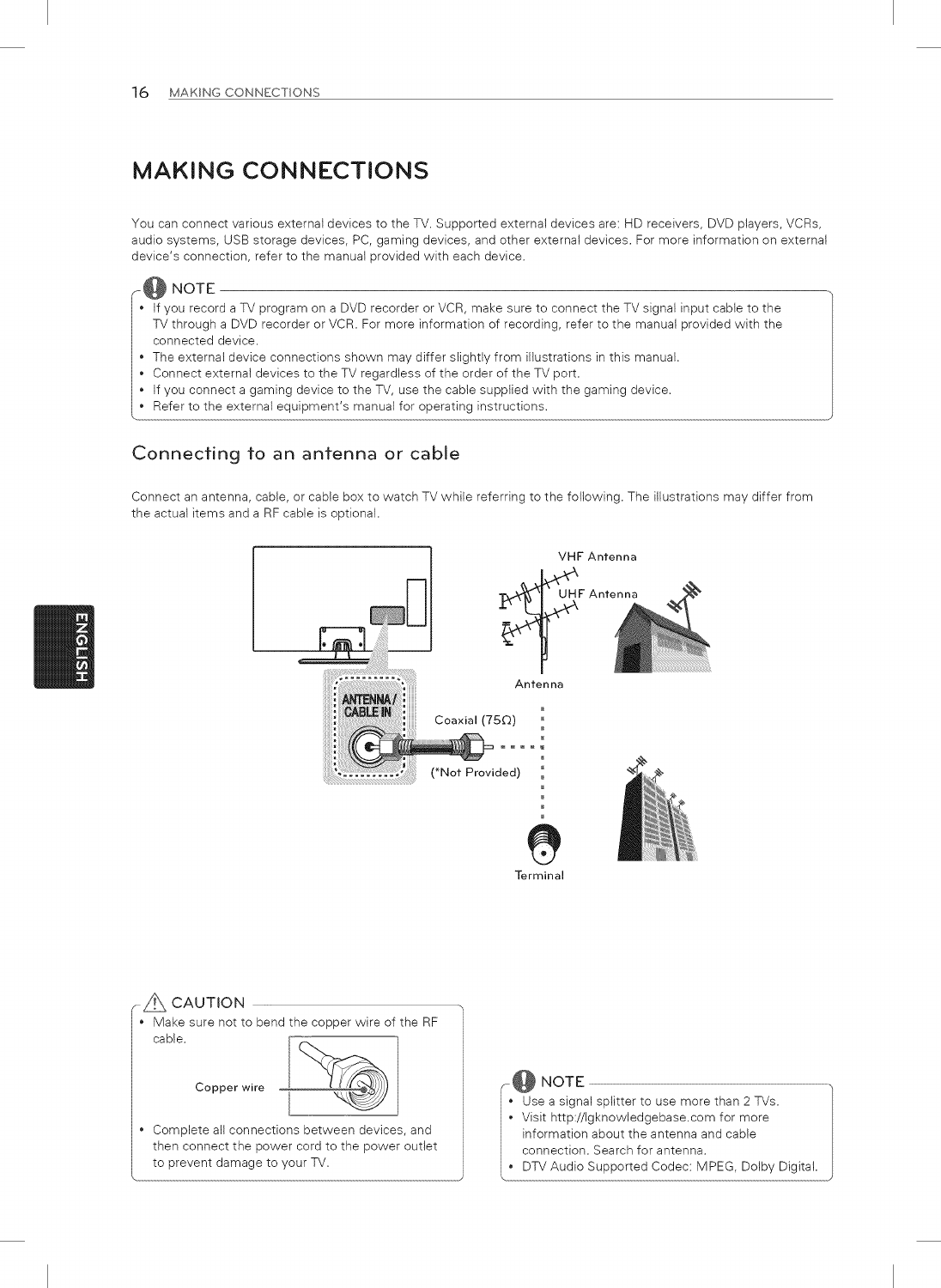# MAKING CONNECTIONS

You can connect various external devices to the TV. Supported external devices are: HD receivers, DVD players, VCRs, audio systems, USB storage devices, PC, gaming devices, and other external devices. For more information on external device's connection, refer to the manual provided with each device.

**NOTE**

- If you record a TV program on a DVD recorder or VCR, make sure to connect the TV signal input cable to the TV through a DVD recorder or VCR. For more information of recording, refer to the manual provided with the connected device.
- The external device connections shown may differ slightly from illustrations in this manual.
- Connect external devices to the TV regardless of the order of the TV port.
- If you connect a gaming device to the TV, use the cable supplied with the gaming device.
- Refer to the external equipment's manual for operating instructions.

## Connecting to an antenna or cable

Connect an antenna, cable, or cable box to watch TV while referring to the following. The illustrations may differ from the actual items and a RF cable is optional.

ANTENNA/CABLE IN

Coaxial (75Ω)

(*Not Provided)

VHF Antenna

UHF Antenna

Antenna

Terminal

**CAUTION**

- Make sure not to bend the copper wire of the RF cable.

Copper wire

- Complete all connections between devices, and then connect the power cord to the power outlet to prevent damage to your TV.

**NOTE**

- Use a signal splitter to use more than 2 TVs.
- Visit http://lgknowledgebase.com for more information about the antenna and cable connection. Search for antenna.
- DTV Audio Supported Codec: MPEG, Dolby Digital.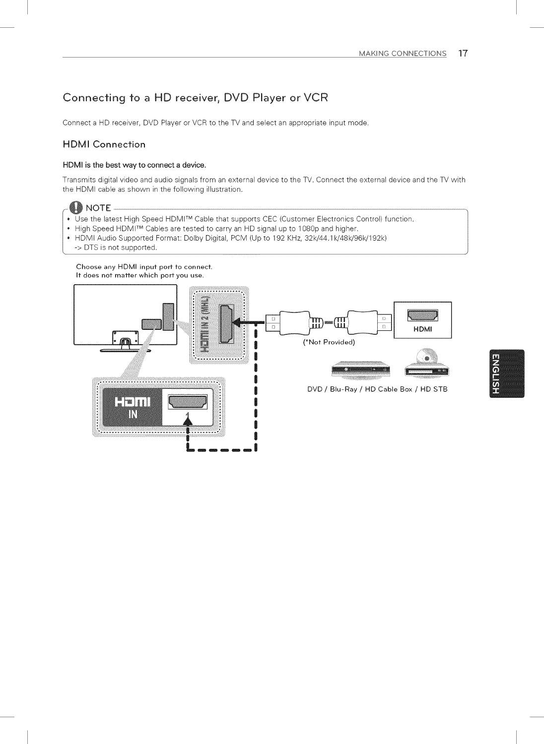## Connecting to a HD receiver, DVD Player or VCR

Connect a HD receiver, DVD Player or VCR to the TV and select an appropriate input mode.

### HDMI Connection

**HDMI is the best way to connect a device.**

Transmits digital video and audio signals from an external device to the TV. Connect the external device and the TV with the HDMI cable as shown in the following illustration.

**NOTE**

- Use the latest High Speed HDMI™ Cable that supports CEC (Customer Electronics Control) function.
- High Speed HDMI™ Cables are tested to carry an HD signal up to 1080p and higher.
- HDMI Audio Supported Format: Dolby Digital, PCM (Up to 192 KHz, 32k/44.1k/48k/96k/192k)
  -> DTS is not supported.

Choose any HDMI input port to connect.
It does not matter which port you use.

HDMI IN 2 (MHL)

HDMI IN 1

(*Not Provided)

HDMI

DVD / Blu-Ray / HD Cable Box / HD STB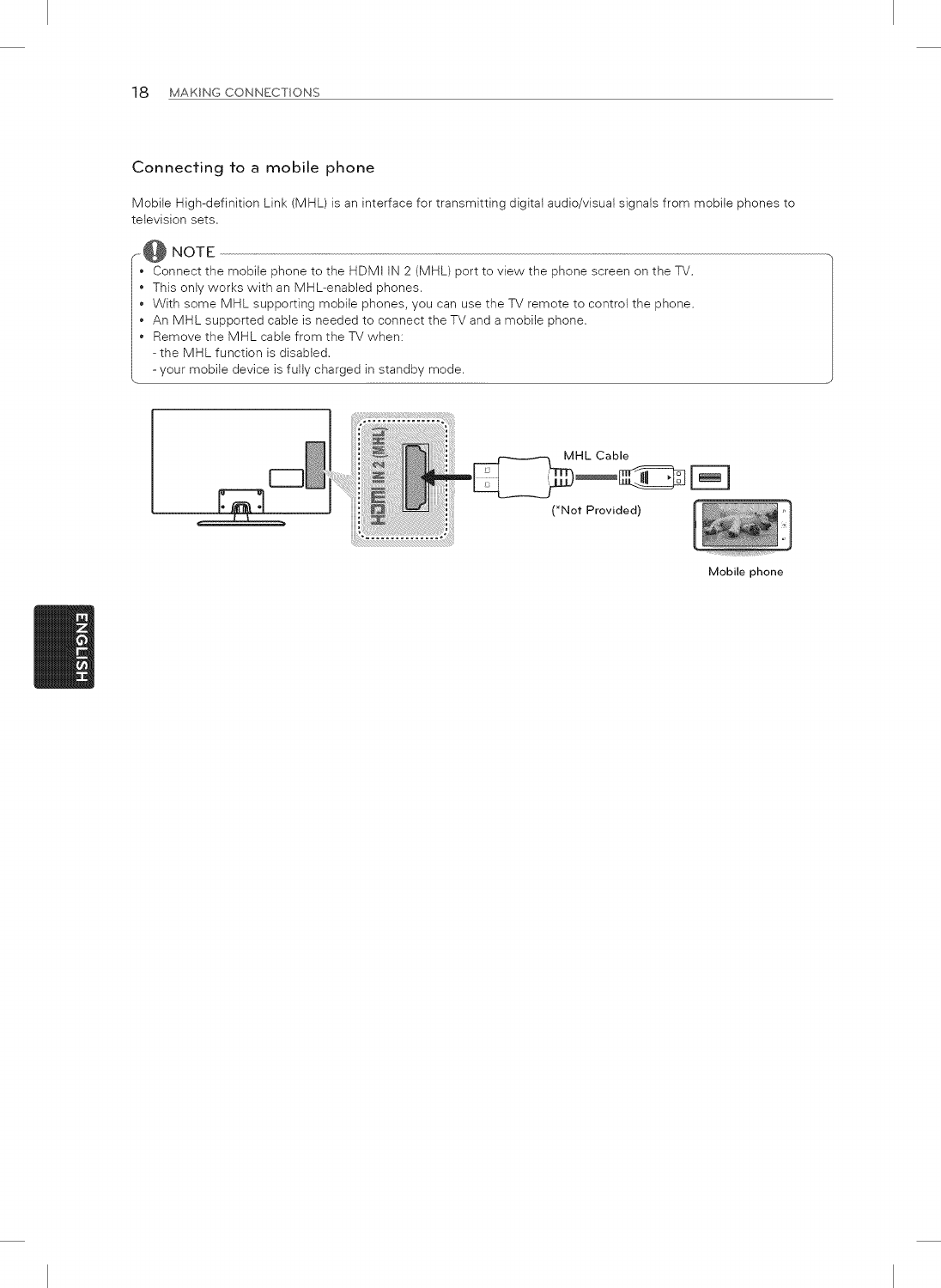## Connecting to a mobile phone

Mobile High-definition Link (MHL) is an interface for transmitting digital audio/visual signals from mobile phones to television sets.

**NOTE**

- Connect the mobile phone to the HDMI IN 2 (MHL) port to view the phone screen on the TV.
- This only works with an MHL-enabled phones.
- With some MHL supporting mobile phones, you can use the TV remote to control the phone.
- An MHL supported cable is needed to connect the TV and a mobile phone.
- Remove the MHL cable from the TV when:
  - the MHL function is disabled.
  - your mobile device is fully charged in standby mode.

HDMI IN 2 (MHL)

MHL Cable

(*Not Provided)

Mobile phone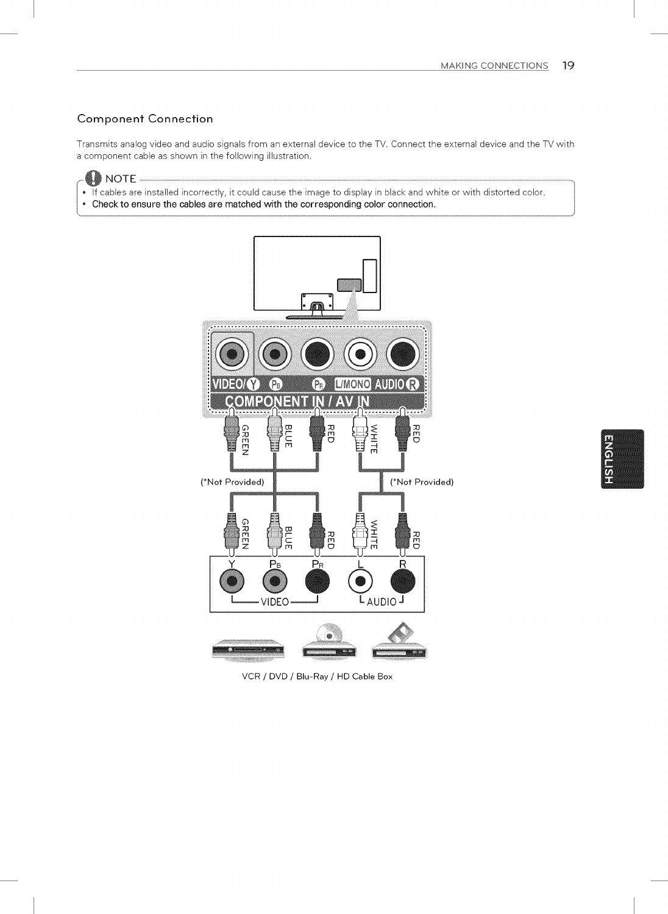## Component Connection

Transmits analog video and audio signals from an external device to the TV. Connect the external device and the TV with a component cable as shown in the following illustration.

**NOTE**

- If cables are installed incorrectly, it could cause the image to display in black and white or with distorted color.
- **Check to ensure the cables are matched with the corresponding color connection.**

VIDEO/Y PB PR L/MONO AUDIO R

COMPONENT IN / AV IN

GREEN BLUE RED WHITE RED

(*Not Provided) (*Not Provided)

GREEN BLUE RED WHITE RED

Y PB PR L R

VIDEO AUDIO

VCR / DVD / Blu-Ray / HD Cable Box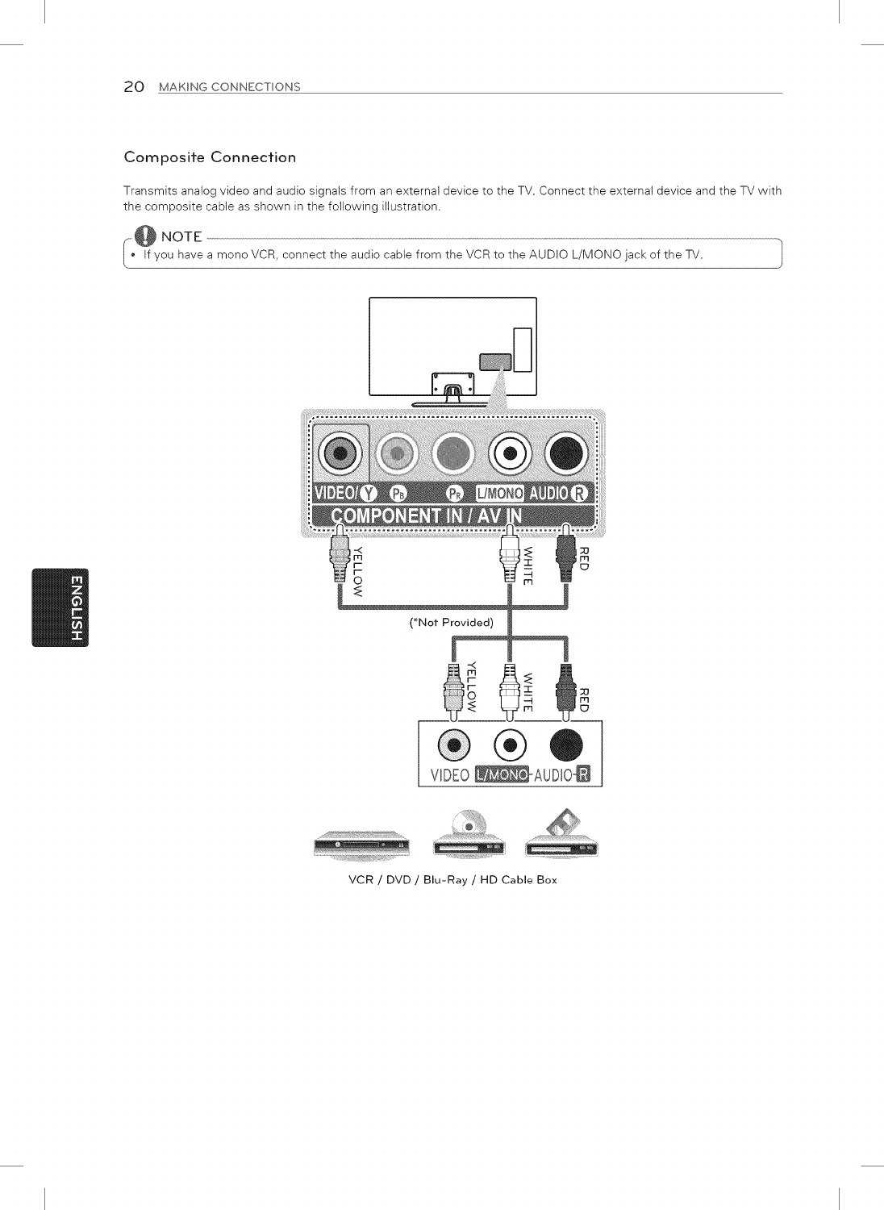## Composite Connection

Transmits analog video and audio signals from an external device to the TV. Connect the external device and the TV with the composite cable as shown in the following illustration.

**NOTE**

- If you have a mono VCR, connect the audio cable from the VCR to the AUDIO L/MONO jack of the TV.

VIDEO/Y PB PR L/MONO AUDIO R

COMPONENT IN / AV IN

YELLOW WHITE RED

(*Not Provided)

YELLOW WHITE RED

VIDEO L/MONO-AUDIO-R

VCR / DVD / Blu-Ray / HD Cable Box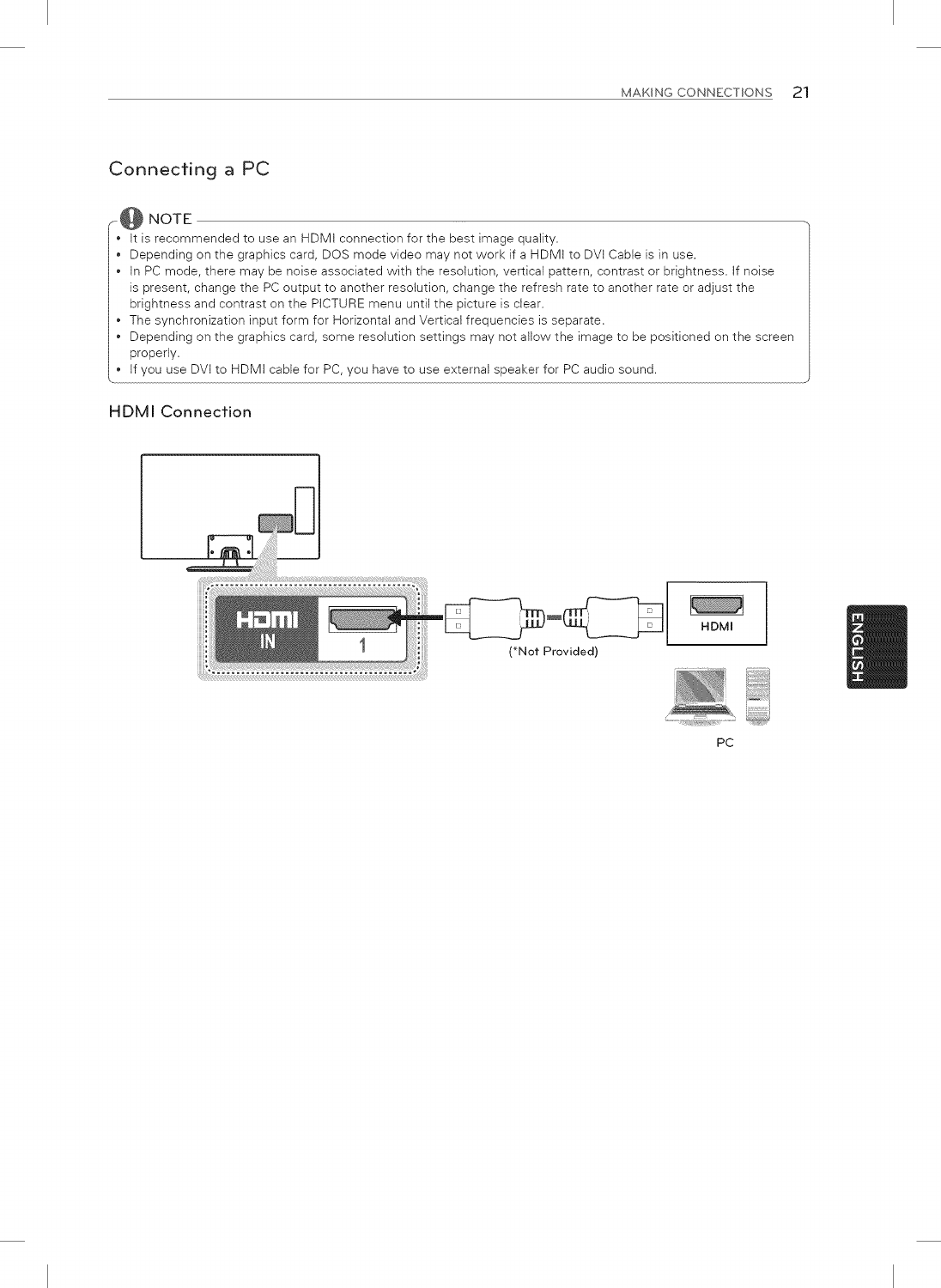## Connecting a PC

**NOTE**

- It is recommended to use an HDMI connection for the best image quality.
- Depending on the graphics card, DOS mode video may not work if a HDMI to DVI Cable is in use.
- In PC mode, there may be noise associated with the resolution, vertical pattern, contrast or brightness. If noise is present, change the PC output to another resolution, change the refresh rate to another rate or adjust the brightness and contrast on the PICTURE menu until the picture is clear.
- The synchronization input form for Horizontal and Vertical frequencies is separate.
- Depending on the graphics card, some resolution settings may not allow the image to be positioned on the screen properly.
- If you use DVI to HDMI cable for PC, you have to use external speaker for PC audio sound.

### HDMI Connection

HDMI IN 1

(*Not Provided)

HDMI

PC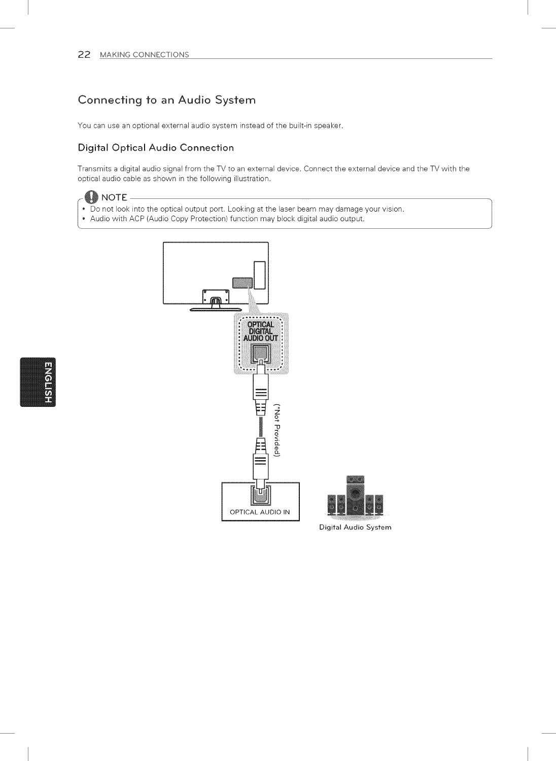## Connecting to an Audio System

You can use an optional external audio system instead of the built-in speaker.

### Digital Optical Audio Connection

Transmits a digital audio signal from the TV to an external device. Connect the external device and the TV with the optical audio cable as shown in the following illustration.

**NOTE**

- Do not look into the optical output port. Looking at the laser beam may damage your vision.
- Audio with ACP (Audio Copy Protection) function may block digital audio output.

OPTICAL DIGITAL AUDIO OUT

(*Not Provided)

OPTICAL AUDIO IN

Digital Audio System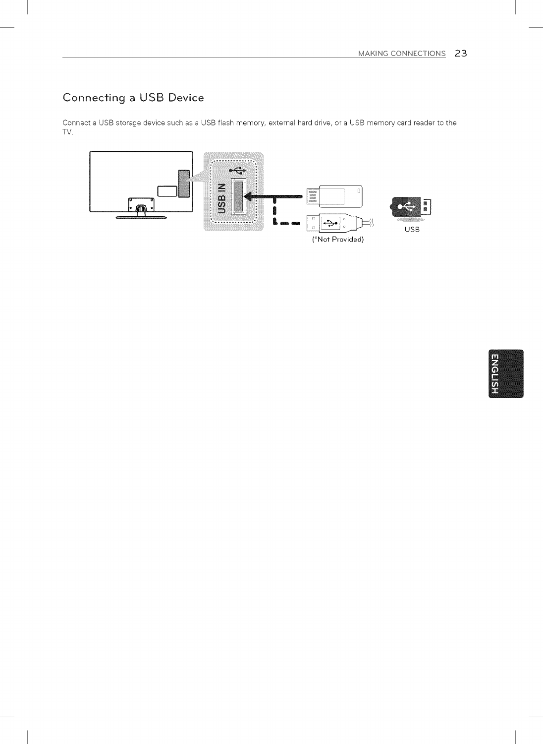## Connecting a USB Device

Connect a USB storage device such as a USB flash memory, external hard drive, or a USB memory card reader to the TV.

USB IN

(*Not Provided)

USB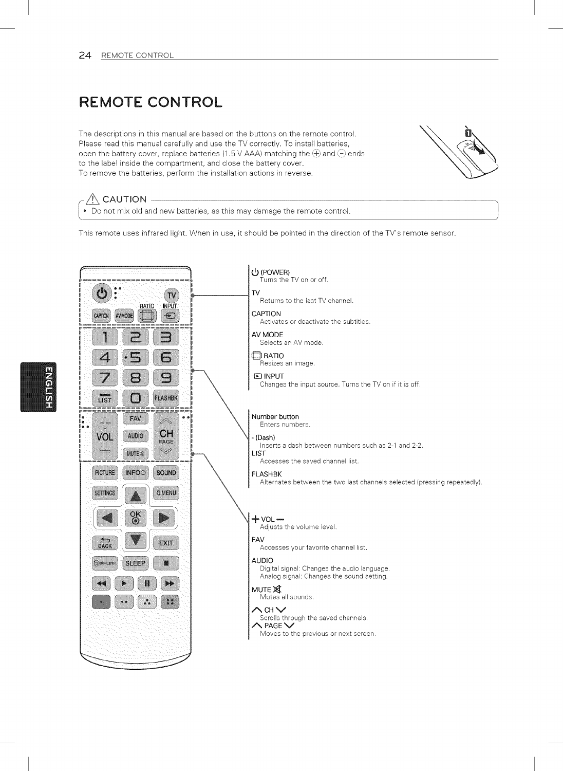# REMOTE CONTROL

The descriptions in this manual are based on the buttons on the remote control. Please read this manual carefully and use the TV correctly. To install batteries, open the battery cover, replace batteries (1.5 V AAA) matching the ⊕ and ⊖ ends to the label inside the compartment, and close the battery cover. To remove the batteries, perform the installation actions in reverse.

> ⚠ CAUTION
> - Do not mix old and new batteries, as this may damage the remote control.

This remote uses infrared light. When in use, it should be pointed in the direction of the TV's remote sensor.

**⏻ (POWER)**
Turns the TV on or off.

**TV**
Returns to the last TV channel.

**CAPTION**
Activates or deactivate the subtitles.

**AV MODE**
Selects an AV mode.

**RATIO**
Resizes an image.

**INPUT**
Changes the input source. Turns the TV on if it is off.

**Number button**
Enters numbers.

**- (Dash)**
Inserts a dash between numbers such as 2-1 and 2-2.

**LIST**
Accesses the saved channel list.

**FLASHBK**
Alternates between the two last channels selected (pressing repeatedly).

**+ VOL −**
Adjusts the volume level.

**FAV**
Accesses your favorite channel list.

**AUDIO**
Digital signal: Changes the audio language.
Analog signal: Changes the sound setting.

**MUTE**
Mutes all sounds.

**∧ CH ∨**
Scrolls through the saved channels.

**∧ PAGE ∨**
Moves to the previous or next screen.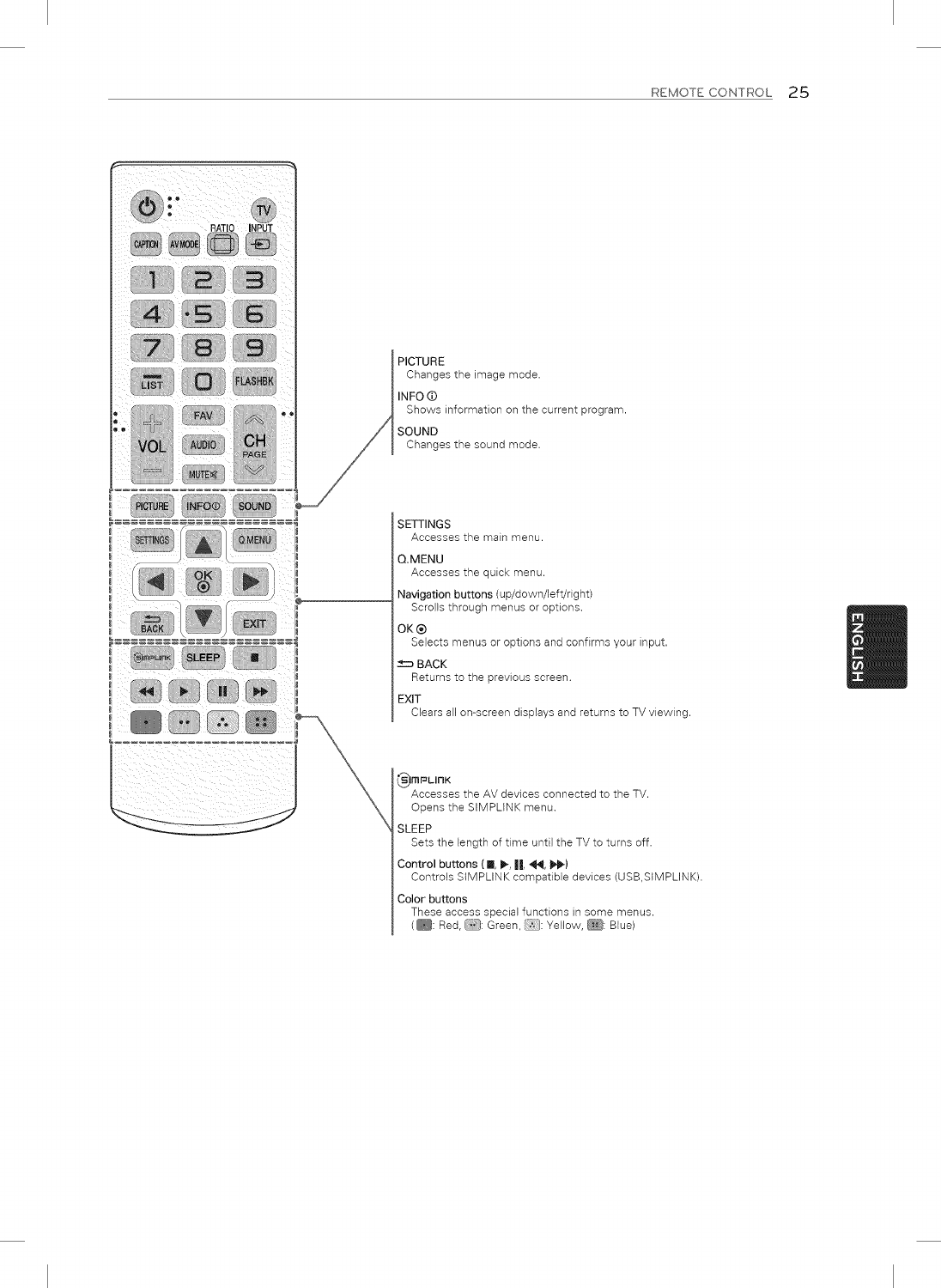**PICTURE**
Changes the image mode.

**INFO ⓘ**
Shows information on the current program.

**SOUND**
Changes the sound mode.

**SETTINGS**
Accesses the main menu.

**Q.MENU**
Accesses the quick menu.

**Navigation buttons** (up/down/left/right)
Scrolls through menus or options.

**OK ◉**
Selects menus or options and confirms your input.

**BACK**
Returns to the previous screen.

**EXIT**
Clears all on-screen displays and returns to TV viewing.

**SIMPLINK**
Accesses the AV devices connected to the TV.
Opens the SIMPLINK menu.

**SLEEP**
Sets the length of time until the TV to turns off.

**Control buttons** (■, ▶, ❚❚, ◀◀, ▶▶)
Controls SIMPLINK compatible devices (USB,SIMPLINK).

**Color buttons**
These access special functions in some menus.
( : Red, : Green, : Yellow, : Blue)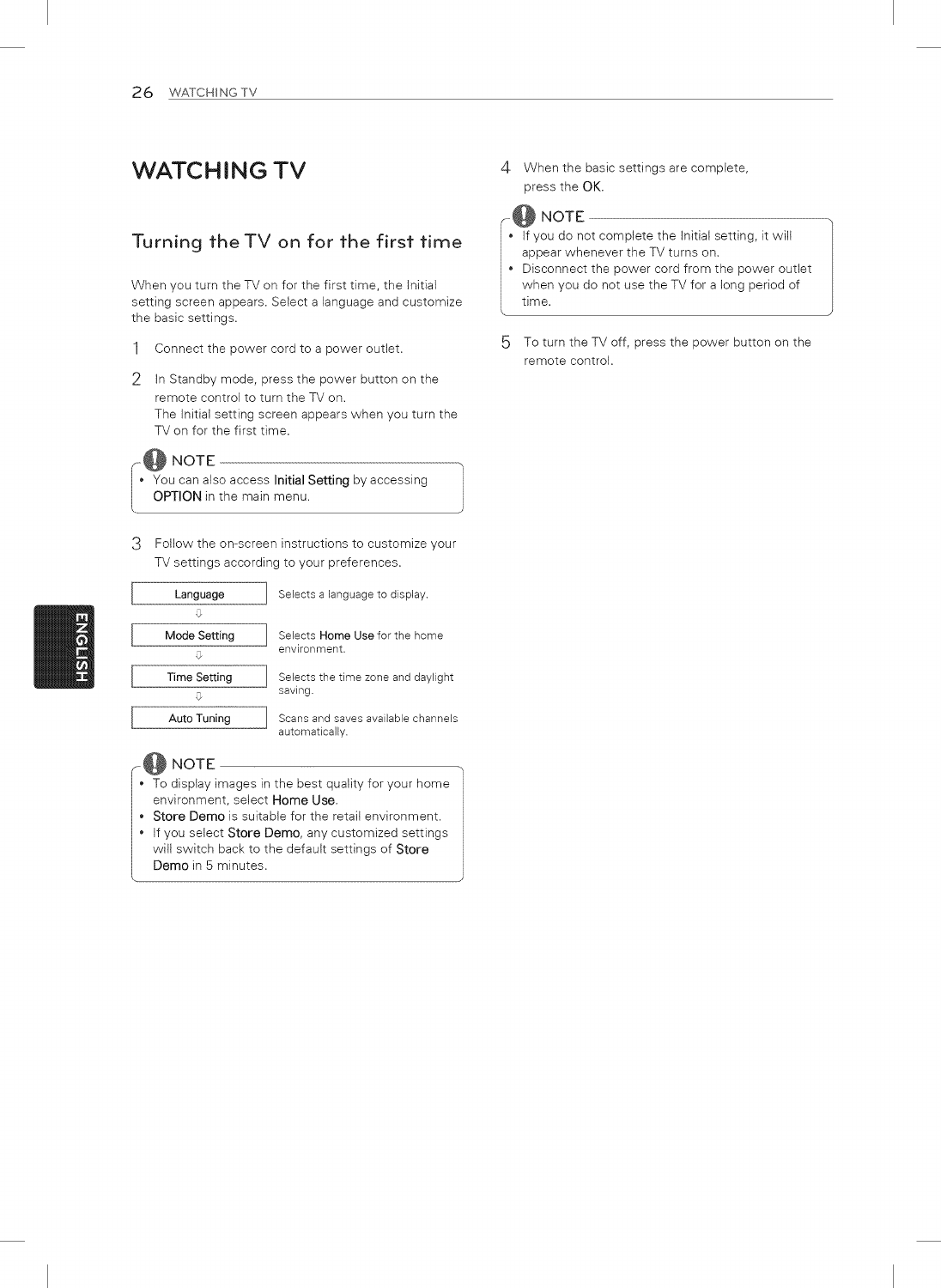# WATCHING TV

## Turning the TV on for the first time

When you turn the TV on for the first time, the Initial setting screen appears. Select a language and customize the basic settings.

1 Connect the power cord to a power outlet.

2 In Standby mode, press the power button on the remote control to turn the TV on.
The Initial setting screen appears when you turn the TV on for the first time.

> **NOTE**
> - You can also access **Initial Setting** by accessing **OPTION** in the main menu.

3 Follow the on-screen instructions to customize your TV settings according to your preferences.

| | |
|---|---|
| Language ⇩ | Selects a language to display. |
| Mode Setting ⇩ | Selects **Home Use** for the home environment. |
| Time Setting ⇩ | Selects the time zone and daylight saving. |
| Auto Tuning | Scans and saves available channels automatically. |

> **NOTE**
> - To display images in the best quality for your home environment, select **Home Use**.
> - **Store Demo** is suitable for the retail environment.
> - If you select **Store Demo**, any customized settings will switch back to the default settings of **Store Demo** in 5 minutes.

4 When the basic settings are complete, press the **OK**.

> **NOTE**
> - If you do not complete the Initial setting, it will appear whenever the TV turns on.
> - Disconnect the power cord from the power outlet when you do not use the TV for a long period of time.

5 To turn the TV off, press the power button on the remote control.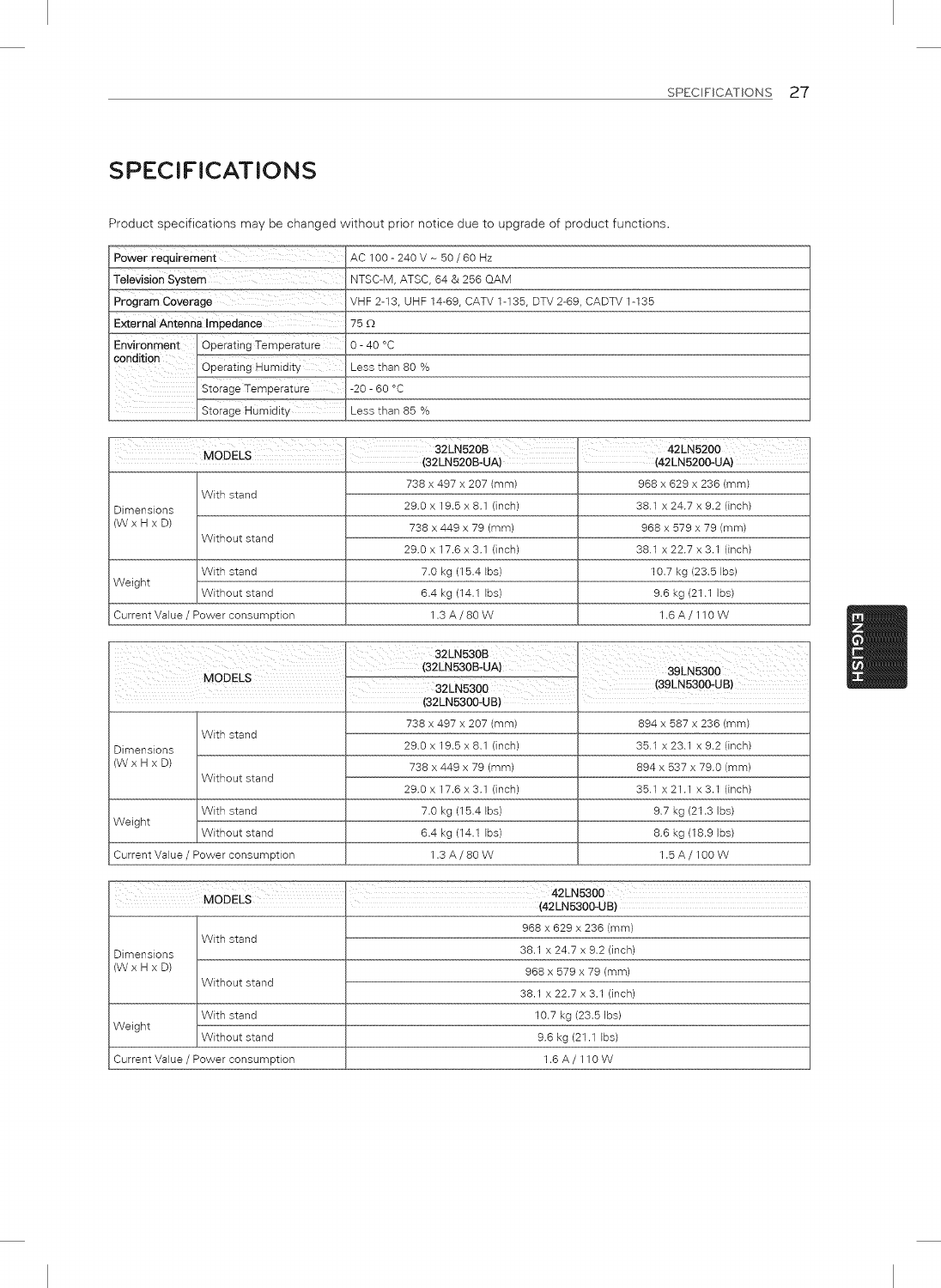# SPECIFICATIONS

Product specifications may be changed without prior notice due to upgrade of product functions.

| | | |
|---|---|---|
| Power requirement | | AC 100 - 240 V ~ 50 / 60 Hz |
| Television System | | NTSC-M, ATSC, 64 & 256 QAM |
| Program Coverage | | VHF 2-13, UHF 14-69, CATV 1-135, DTV 2-69, CADTV 1-135 |
| External Antenna Impedance | | 75 Ω |
| Environment condition | Operating Temperature | 0 - 40 °C |
| | Operating Humidity | Less than 80 % |
| | Storage Temperature | -20 - 60 °C |
| | Storage Humidity | Less than 85 % |

| MODELS | | | 32LN520B (32LN520B-UA) | 42LN5200 (42LN5200-UA) |
|---|---|---|---|---|
| Dimensions (W x H x D) | With stand | | 738 x 497 x 207 (mm) | 968 x 629 x 236 (mm) |
| | | | 29.0 x 19.5 x 8.1 (inch) | 38.1 x 24.7 x 9.2 (inch) |
| | Without stand | | 738 x 449 x 79 (mm) | 968 x 579 x 79 (mm) |
| | | | 29.0 x 17.6 x 3.1 (inch) | 38.1 x 22.7 x 3.1 (inch) |
| Weight | With stand | | 7.0 kg (15.4 lbs) | 10.7 kg (23.5 lbs) |
| | Without stand | | 6.4 kg (14.1 lbs) | 9.6 kg (21.1 lbs) |
| Current Value / Power consumption | | | 1.3 A / 80 W | 1.6 A / 110 W |

| MODELS | | 32LN530B (32LN530B-UA)<br>32LN5300 (32LN5300-UB) | 39LN5300 (39LN5300-UB) |
|---|---|---|---|
| Dimensions (W x H x D) | With stand | 738 x 497 x 207 (mm) | 894 x 587 x 236 (mm) |
| | | 29.0 x 19.5 x 8.1 (inch) | 35.1 x 23.1 x 9.2 (inch) |
| | Without stand | 738 x 449 x 79 (mm) | 894 x 537 x 79.0 (mm) |
| | | 29.0 x 17.6 x 3.1 (inch) | 35.1 x 21.1 x 3.1 (inch) |
| Weight | With stand | 7.0 kg (15.4 lbs) | 9.7 kg (21.3 lbs) |
| | Without stand | 6.4 kg (14.1 lbs) | 8.6 kg (18.9 lbs) |
| Current Value / Power consumption | | 1.3 A / 80 W | 1.5 A / 100 W |

| MODELS | | 42LN5300 (42LN5300-UB) |
|---|---|---|
| Dimensions (W x H x D) | With stand | 968 x 629 x 236 (mm) |
| | | 38.1 x 24.7 x 9.2 (inch) |
| | Without stand | 968 x 579 x 79 (mm) |
| | | 38.1 x 22.7 x 3.1 (inch) |
| Weight | With stand | 10.7 kg (23.5 lbs) |
| | Without stand | 9.6 kg (21.1 lbs) |
| Current Value / Power consumption | | 1.6 A / 110 W |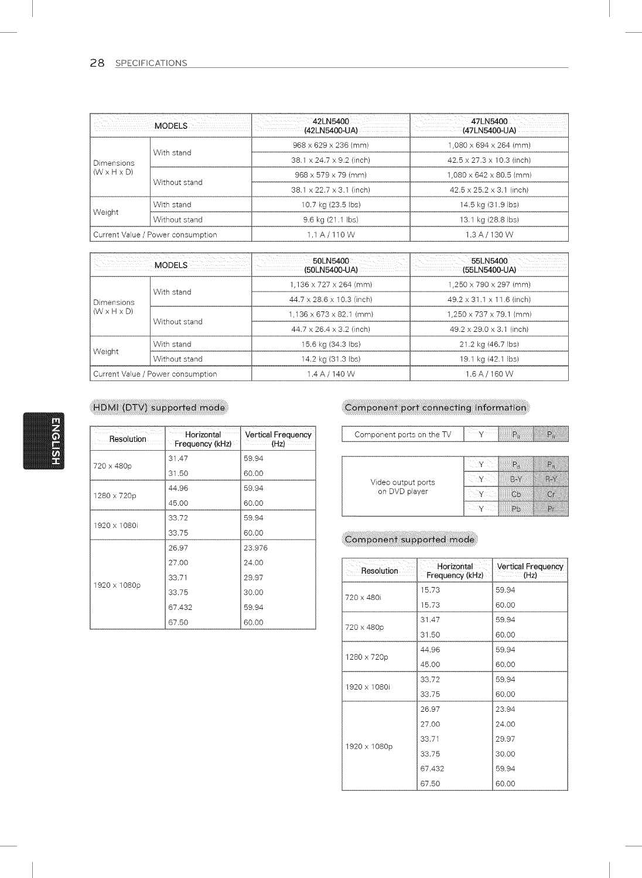| MODELS | | 42LN5400 (42LN5400-UA) | 47LN5400 (47LN5400-UA) |
|---|---|---|---|
| Dimensions (W x H x D) | With stand | 968 x 629 x 236 (mm) | 1,080 x 694 x 264 (mm) |
| | | 38.1 x 24.7 x 9.2 (inch) | 42.5 x 27.3 x 10.3 (inch) |
| | Without stand | 968 x 579 x 79 (mm) | 1,080 x 642 x 80.5 (mm) |
| | | 38.1 x 22.7 x 3.1 (inch) | 42.5 x 25.2 x 3.1 (inch) |
| Weight | With stand | 10.7 kg (23.5 lbs) | 14.5 kg (31.9 lbs) |
| | Without stand | 9.6 kg (21.1 lbs) | 13.1 kg (28.8 lbs) |
| Current Value / Power consumption | | 1.1 A / 110 W | 1.3 A / 130 W |

| MODELS | | 50LN5400 (50LN5400-UA) | 55LN5400 (55LN5400-UA) |
|---|---|---|---|
| Dimensions (W x H x D) | With stand | 1,136 x 727 x 264 (mm) | 1,250 x 790 x 297 (mm) |
| | | 44.7 x 28.6 x 10.3 (inch) | 49.2 x 31.1 x 11.6 (inch) |
| | Without stand | 1,136 x 673 x 82.1 (mm) | 1,250 x 737 x 79.1 (mm) |
| | | 44.7 x 26.4 x 3.2 (inch) | 49.2 x 29.0 x 3.1 (inch) |
| Weight | With stand | 15.6 kg (34.3 lbs) | 21.2 kg (46.7 lbs) |
| | Without stand | 14.2 kg (31.3 lbs) | 19.1 kg (42.1 lbs) |
| Current Value / Power consumption | | 1.4 A / 140 W | 1.6 A / 160 W |

## HDMI (DTV) supported mode

| Resolution | Horizontal Frequency (kHz) | Vertical Frequency (Hz) |
|---|---|---|
| 720 x 480p | 31.47 | 59.94 |
| | 31.50 | 60.00 |
| 1280 x 720p | 44.96 | 59.94 |
| | 45.00 | 60.00 |
| 1920 x 1080i | 33.72 | 59.94 |
| | 33.75 | 60.00 |
| 1920 x 1080p | 26.97 | 23.976 |
| | 27.00 | 24.00 |
| | 33.71 | 29.97 |
| | 33.75 | 30.00 |
| | 67.432 | 59.94 |
| | 67.50 | 60.00 |

## Component port connecting information

| Component ports on the TV | Y | $P_B$ | $P_R$ |
|---|---|---|---|
| Video output ports on DVD player | Y | $P_B$ | $P_R$ |
| | Y | B-Y | R-Y |
| | Y | Cb | Cr |
| | Y | Pb | Pr |

## Component supported mode

| Resolution | Horizontal Frequency (kHz) | Vertical Frequency (Hz) |
|---|---|---|
| 720 x 480i | 15.73 | 59.94 |
| | 15.73 | 60.00 |
| 720 x 480p | 31.47 | 59.94 |
| | 31.50 | 60.00 |
| 1280 x 720p | 44.96 | 59.94 |
| | 45.00 | 60.00 |
| 1920 x 1080i | 33.72 | 59.94 |
| | 33.75 | 60.00 |
| 1920 x 1080p | 26.97 | 23.94 |
| | 27.00 | 24.00 |
| | 33.71 | 29.97 |
| | 33.75 | 30.00 |
| | 67.432 | 59.94 |
| | 67.50 | 60.00 |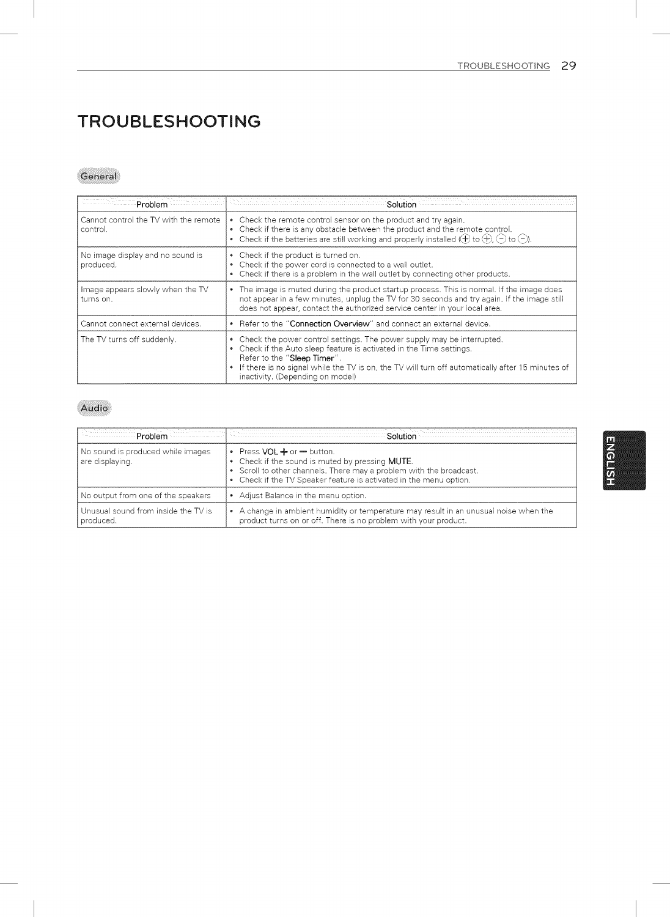# TROUBLESHOOTING

## General

| Problem | Solution |
|---|---|
| Cannot control the TV with the remote control. | • Check the remote control sensor on the product and try again.<br>• Check if there is any obstacle between the product and the remote control.<br>• Check if the batteries are still working and properly installed (⊕ to ⊕, ⊖ to ⊖). |
| No image display and no sound is produced. | • Check if the product is turned on.<br>• Check if the power cord is connected to a wall outlet.<br>• Check if there is a problem in the wall outlet by connecting other products. |
| Image appears slowly when the TV turns on. | • The image is muted during the product startup process. This is normal. If the image does not appear in a few minutes, unplug the TV for 30 seconds and try again. If the image still does not appear, contact the authorized service center in your local area. |
| Cannot connect external devices. | • Refer to the "**Connection Overview**" and connect an external device. |
| The TV turns off suddenly. | • Check the power control settings. The power supply may be interrupted.<br>• Check if the Auto sleep feature is activated in the Time settings. Refer to the "**Sleep Timer**".<br>• If there is no signal while the TV is on, the TV will turn off automatically after 15 minutes of inactivity. (Depending on model) |

## Audio

| Problem | Solution |
|---|---|
| No sound is produced while images are displaying. | • Press **VOL +** or **—** button.<br>• Check if the sound is muted by pressing **MUTE**.<br>• Scroll to other channels. There may a problem with the broadcast.<br>• Check if the TV Speaker feature is activated in the menu option. |
| No output from one of the speakers | • Adjust Balance in the menu option. |
| Unusual sound from inside the TV is produced. | • A change in ambient humidity or temperature may result in an unusual noise when the product turns on or off. There is no problem with your product. |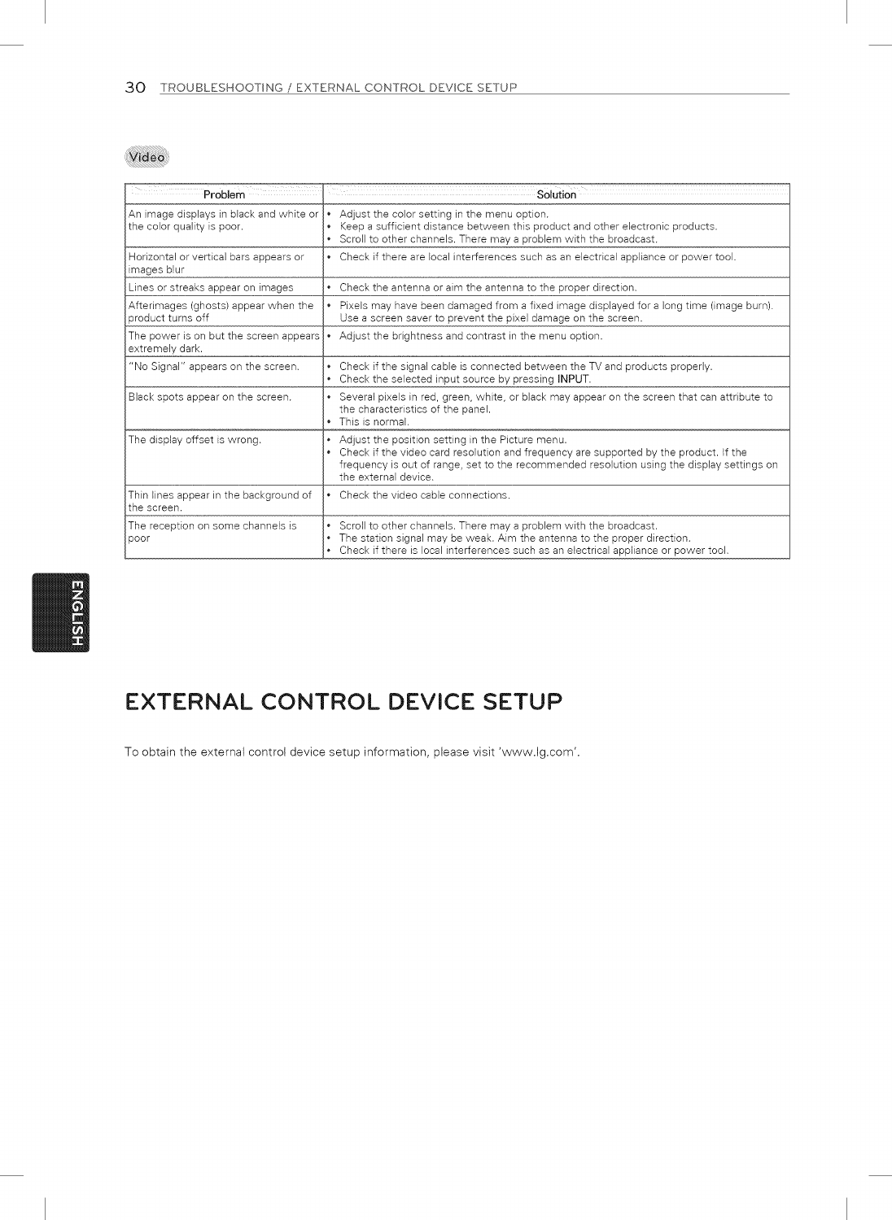### Video

| Problem | Solution |
|---|---|
| An image displays in black and white or the color quality is poor. | • Adjust the color setting in the menu option.<br>• Keep a sufficient distance between this product and other electronic products.<br>• Scroll to other channels. There may a problem with the broadcast. |
| Horizontal or vertical bars appears or images blur | • Check if there are local interferences such as an electrical appliance or power tool. |
| Lines or streaks appear on images | • Check the antenna or aim the antenna to the proper direction. |
| Afterimages (ghosts) appear when the product turns off | • Pixels may have been damaged from a fixed image displayed for a long time (image burn). Use a screen saver to prevent the pixel damage on the screen. |
| The power is on but the screen appears extremely dark. | • Adjust the brightness and contrast in the menu option. |
| "No Signal" appears on the screen. | • Check if the signal cable is connected between the TV and products properly.<br>• Check the selected input source by pressing **INPUT**. |
| Black spots appear on the screen. | • Several pixels in red, green, white, or black may appear on the screen that can attribute to the characteristics of the panel.<br>• This is normal. |
| The display offset is wrong. | • Adjust the position setting in the Picture menu.<br>• Check if the video card resolution and frequency are supported by the product. If the frequency is out of range, set to the recommended resolution using the display settings on the external device. |
| Thin lines appear in the background of the screen. | • Check the video cable connections. |
| The reception on some channels is poor | • Scroll to other channels. There may a problem with the broadcast.<br>• The station signal may be weak. Aim the antenna to the proper direction.<br>• Check if there is local interferences such as an electrical appliance or power tool. |

# EXTERNAL CONTROL DEVICE SETUP

To obtain the external control device setup information, please visit 'www.lg.com'.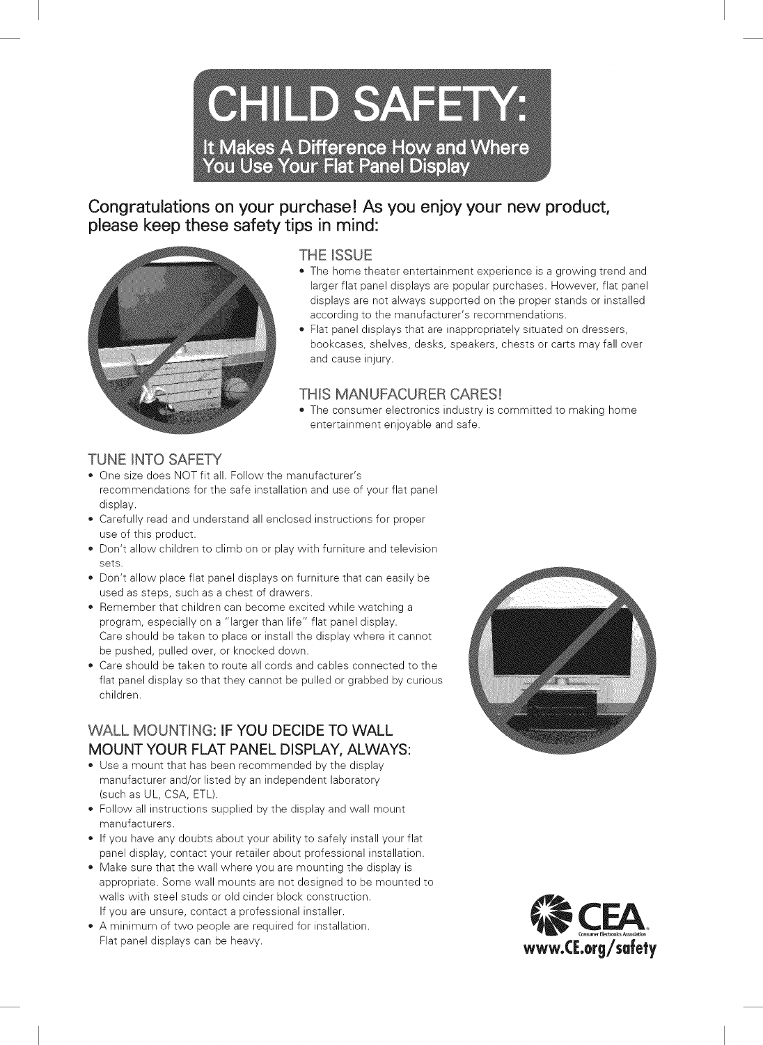# CHILD SAFETY:

## It Makes A Difference How and Where You Use Your Flat Panel Display

**Congratulations on your purchase! As you enjoy your new product, please keep these safety tips in mind:**

### THE ISSUE

- The home theater entertainment experience is a growing trend and larger flat panel displays are popular purchases. However, flat panel displays are not always supported on the proper stands or installed according to the manufacturer's recommendations.
- Flat panel displays that are inappropriately situated on dressers, bookcases, shelves, desks, speakers, chests or carts may fall over and cause injury.

### THIS MANUFACURER CARES!

- The consumer electronics industry is committed to making home entertainment enjoyable and safe.

### TUNE INTO SAFETY

- One size does NOT fit all. Follow the manufacturer's recommendations for the safe installation and use of your flat panel display.
- Carefully read and understand all enclosed instructions for proper use of this product.
- Don't allow children to climb on or play with furniture and television sets.
- Don't allow place flat panel displays on furniture that can easily be used as steps, such as a chest of drawers.
- Remember that children can become excited while watching a program, especially on a "larger than life" flat panel display. Care should be taken to place or install the display where it cannot be pushed, pulled over, or knocked down.
- Care should be taken to route all cords and cables connected to the flat panel display so that they cannot be pulled or grabbed by curious children.

### WALL MOUNTING: IF YOU DECIDE TO WALL MOUNT YOUR FLAT PANEL DISPLAY, ALWAYS:

- Use a mount that has been recommended by the display manufacturer and/or listed by an independent laboratory (such as UL, CSA, ETL).
- Follow all instructions supplied by the display and wall mount manufacturers.
- If you have any doubts about your ability to safely install your flat panel display, contact your retailer about professional installation.
- Make sure that the wall where you are mounting the display is appropriate. Some wall mounts are not designed to be mounted to walls with steel studs or old cinder block construction. If you are unsure, contact a professional installer.
- A minimum of two people are required for installation. Flat panel displays can be heavy.

CEA Consumer Electronics Association

www.CE.org/safety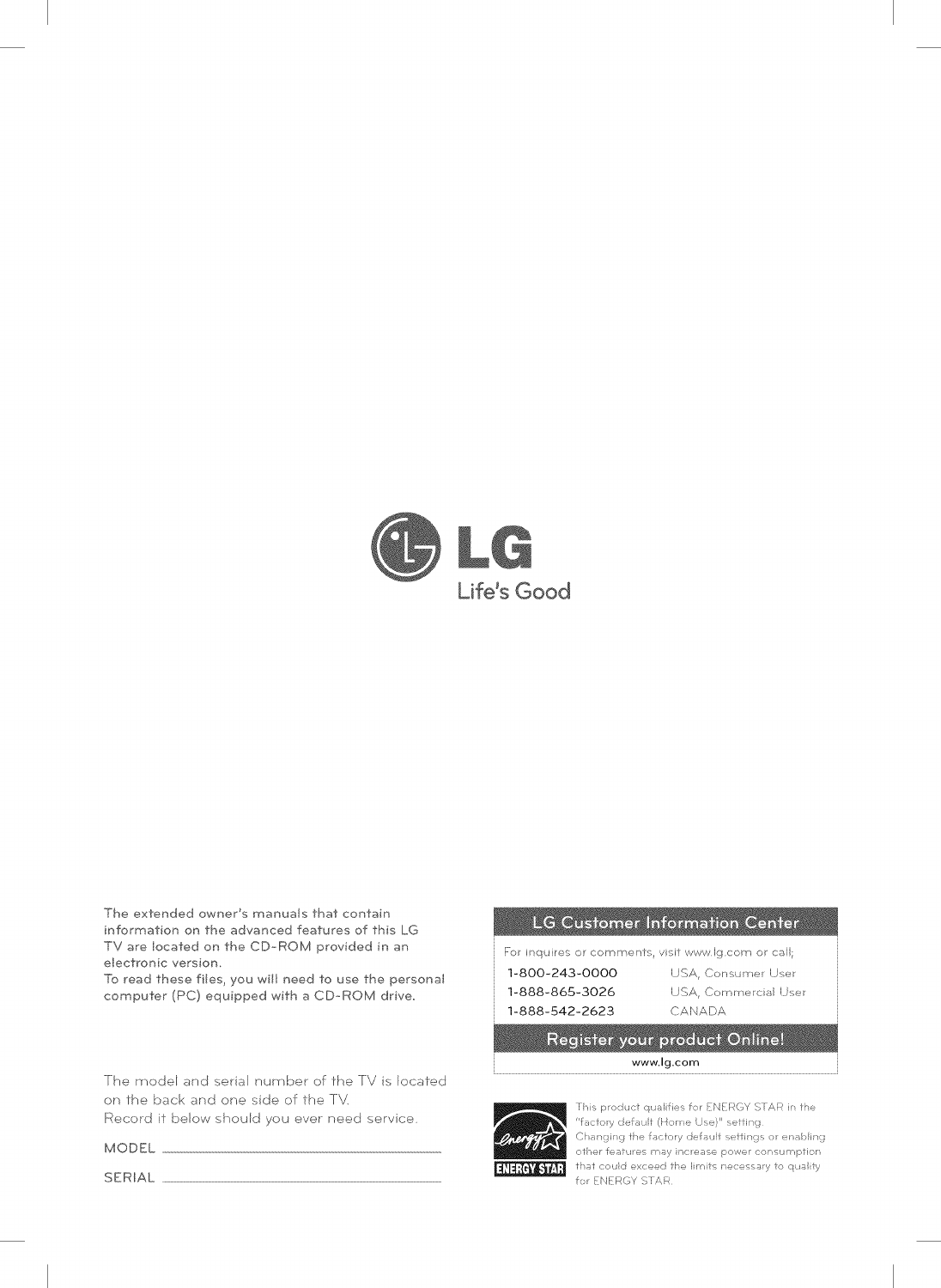LG

Life's Good

The extended owner's manuals that contain information on the advanced features of this LG TV are located on the CD-ROM provided in an electronic version.
To read these files, you will need to use the personal computer (PC) equipped with a CD-ROM drive.

The model and serial number of the TV is located on the back and one side of the TV.
Record it below should you ever need service.

MODEL ______________________________

SERIAL ______________________________

## LG Customer Information Center

For inquires or comments, visit www.lg.com or call;

| | |
|---|---|
| 1-800-243-0000 | USA, Consumer User |
| 1-888-865-3026 | USA, Commercial User |
| 1-888-542-2623 | CANADA |

## Register your product Online!

www.lg.com

This product qualifies for ENERGY STAR in the "factory default (Home Use)" setting.
Changing the factory default settings or enabling other features may increase power consumption that could exceed the limits necessary to quality for ENERGY STAR.